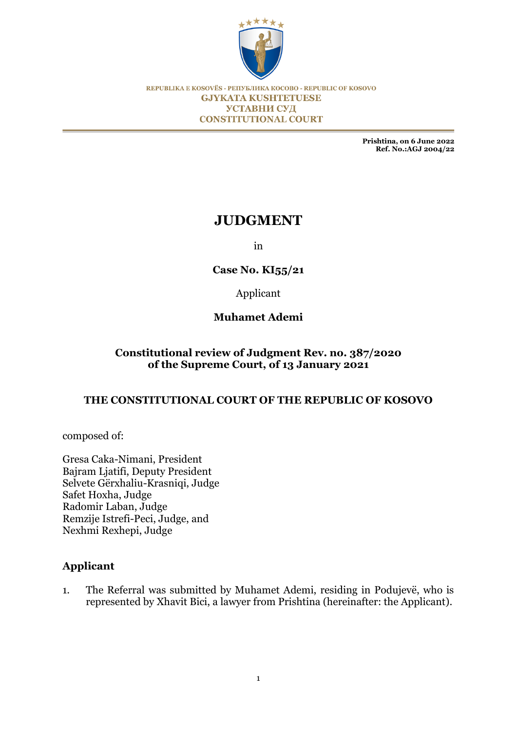REPUBLIKA E KOSOVËS - РЕПУБЛИКА КОСОВО - REPUBLIC OF KOSOVO
**GJYKATA KUSHTETUESE**
**УСТАВНИ СУД**
**CONSTITUTIONAL COURT**

**Prishtina, on 6 June 2022**
**Ref. No.:AGJ 2004/22**

# JUDGMENT

in

**Case No. KI55/21**

Applicant

**Muhamet Ademi**

**Constitutional review of Judgment Rev. no. 387/2020 of the Supreme Court, of 13 January 2021**

**THE CONSTITUTIONAL COURT OF THE REPUBLIC OF KOSOVO**

composed of:

Gresa Caka-Nimani, President
Bajram Ljatifi, Deputy President
Selvete Gërxhaliu-Krasniqi, Judge
Safet Hoxha, Judge
Radomir Laban, Judge
Remzije Istrefi-Peci, Judge, and
Nexhmi Rexhepi, Judge

## Applicant

1. The Referral was submitted by Muhamet Ademi, residing in Podujevë, who is represented by Xhavit Bici, a lawyer from Prishtina (hereinafter: the Applicant).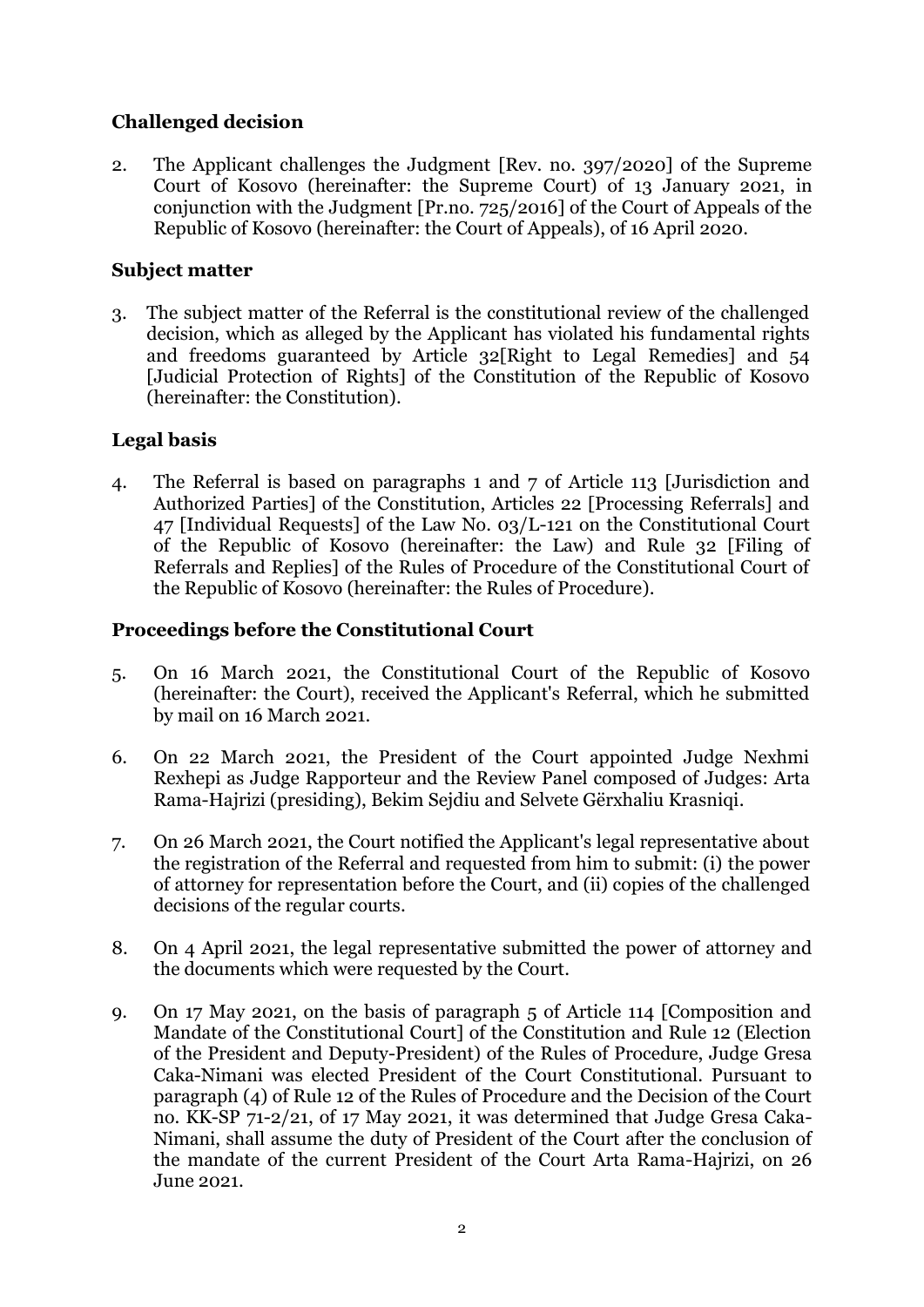## Challenged decision

2. The Applicant challenges the Judgment [Rev. no. 397/2020] of the Supreme Court of Kosovo (hereinafter: the Supreme Court) of 13 January 2021, in conjunction with the Judgment [Pr.no. 725/2016] of the Court of Appeals of the Republic of Kosovo (hereinafter: the Court of Appeals), of 16 April 2020.

## Subject matter

3. The subject matter of the Referral is the constitutional review of the challenged decision, which as alleged by the Applicant has violated his fundamental rights and freedoms guaranteed by Article 32[Right to Legal Remedies] and 54 [Judicial Protection of Rights] of the Constitution of the Republic of Kosovo (hereinafter: the Constitution).

## Legal basis

4. The Referral is based on paragraphs 1 and 7 of Article 113 [Jurisdiction and Authorized Parties] of the Constitution, Articles 22 [Processing Referrals] and 47 [Individual Requests] of the Law No. 03/L-121 on the Constitutional Court of the Republic of Kosovo (hereinafter: the Law) and Rule 32 [Filing of Referrals and Replies] of the Rules of Procedure of the Constitutional Court of the Republic of Kosovo (hereinafter: the Rules of Procedure).

## Proceedings before the Constitutional Court

5. On 16 March 2021, the Constitutional Court of the Republic of Kosovo (hereinafter: the Court), received the Applicant's Referral, which he submitted by mail on 16 March 2021.

6. On 22 March 2021, the President of the Court appointed Judge Nexhmi Rexhepi as Judge Rapporteur and the Review Panel composed of Judges: Arta Rama-Hajrizi (presiding), Bekim Sejdiu and Selvete Gërxhaliu Krasniqi.

7. On 26 March 2021, the Court notified the Applicant's legal representative about the registration of the Referral and requested from him to submit: (i) the power of attorney for representation before the Court, and (ii) copies of the challenged decisions of the regular courts.

8. On 4 April 2021, the legal representative submitted the power of attorney and the documents which were requested by the Court.

9. On 17 May 2021, on the basis of paragraph 5 of Article 114 [Composition and Mandate of the Constitutional Court] of the Constitution and Rule 12 (Election of the President and Deputy-President) of the Rules of Procedure, Judge Gresa Caka-Nimani was elected President of the Court Constitutional. Pursuant to paragraph (4) of Rule 12 of the Rules of Procedure and the Decision of the Court no. KK-SP 71-2/21, of 17 May 2021, it was determined that Judge Gresa Caka-Nimani, shall assume the duty of President of the Court after the conclusion of the mandate of the current President of the Court Arta Rama-Hajrizi, on 26 June 2021.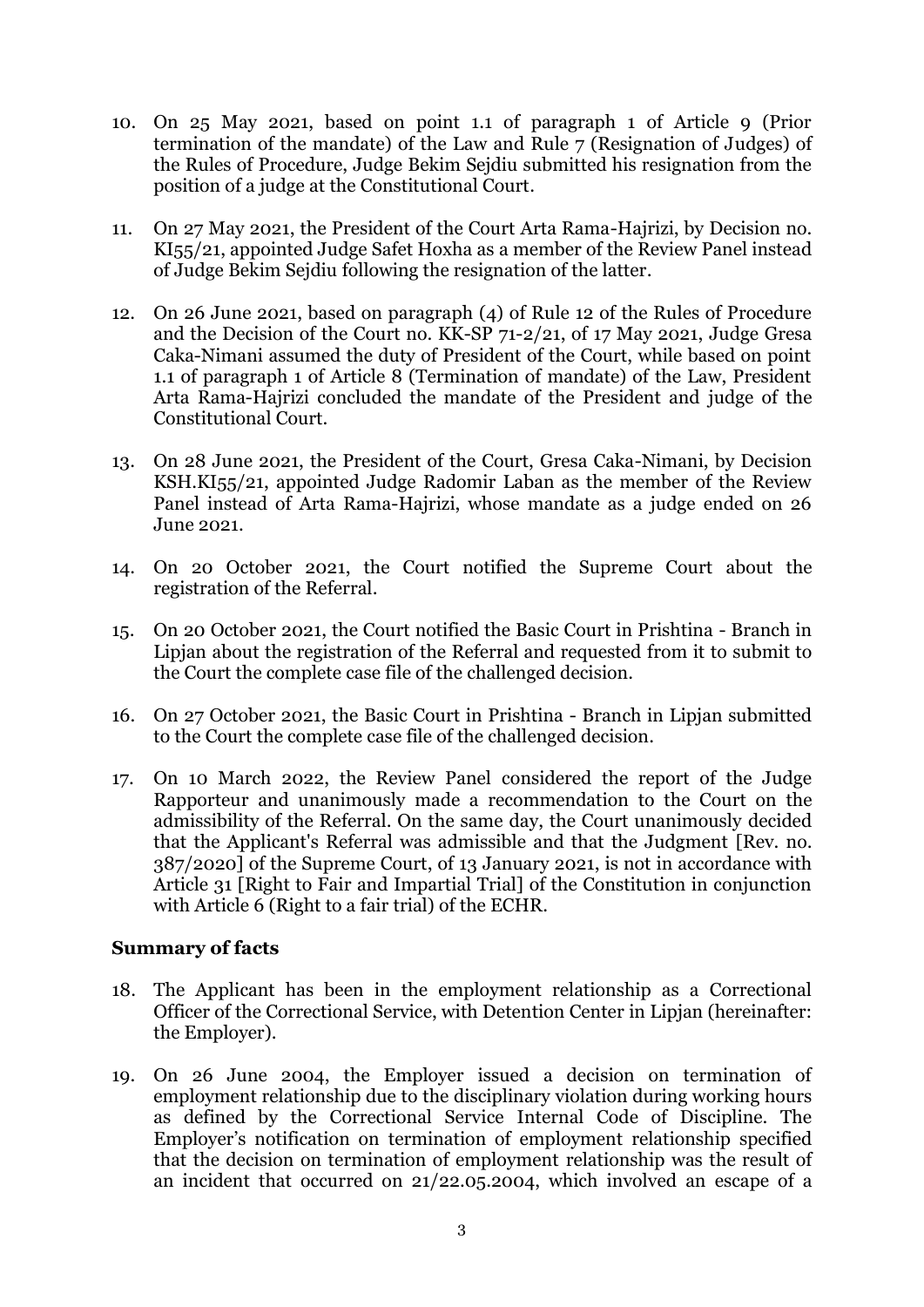10. On 25 May 2021, based on point 1.1 of paragraph 1 of Article 9 (Prior termination of the mandate) of the Law and Rule 7 (Resignation of Judges) of the Rules of Procedure, Judge Bekim Sejdiu submitted his resignation from the position of a judge at the Constitutional Court.

11. On 27 May 2021, the President of the Court Arta Rama-Hajrizi, by Decision no. KI55/21, appointed Judge Safet Hoxha as a member of the Review Panel instead of Judge Bekim Sejdiu following the resignation of the latter.

12. On 26 June 2021, based on paragraph (4) of Rule 12 of the Rules of Procedure and the Decision of the Court no. KK-SP 71-2/21, of 17 May 2021, Judge Gresa Caka-Nimani assumed the duty of President of the Court, while based on point 1.1 of paragraph 1 of Article 8 (Termination of mandate) of the Law, President Arta Rama-Hajrizi concluded the mandate of the President and judge of the Constitutional Court.

13. On 28 June 2021, the President of the Court, Gresa Caka-Nimani, by Decision KSH.KI55/21, appointed Judge Radomir Laban as the member of the Review Panel instead of Arta Rama-Hajrizi, whose mandate as a judge ended on 26 June 2021.

14. On 20 October 2021, the Court notified the Supreme Court about the registration of the Referral.

15. On 20 October 2021, the Court notified the Basic Court in Prishtina - Branch in Lipjan about the registration of the Referral and requested from it to submit to the Court the complete case file of the challenged decision.

16. On 27 October 2021, the Basic Court in Prishtina - Branch in Lipjan submitted to the Court the complete case file of the challenged decision.

17. On 10 March 2022, the Review Panel considered the report of the Judge Rapporteur and unanimously made a recommendation to the Court on the admissibility of the Referral. On the same day, the Court unanimously decided that the Applicant's Referral was admissible and that the Judgment [Rev. no. 387/2020] of the Supreme Court, of 13 January 2021, is not in accordance with Article 31 [Right to Fair and Impartial Trial] of the Constitution in conjunction with Article 6 (Right to a fair trial) of the ECHR.

**Summary of facts**

18. The Applicant has been in the employment relationship as a Correctional Officer of the Correctional Service, with Detention Center in Lipjan (hereinafter: the Employer).

19. On 26 June 2004, the Employer issued a decision on termination of employment relationship due to the disciplinary violation during working hours as defined by the Correctional Service Internal Code of Discipline. The Employer's notification on termination of employment relationship specified that the decision on termination of employment relationship was the result of an incident that occurred on 21/22.05.2004, which involved an escape of a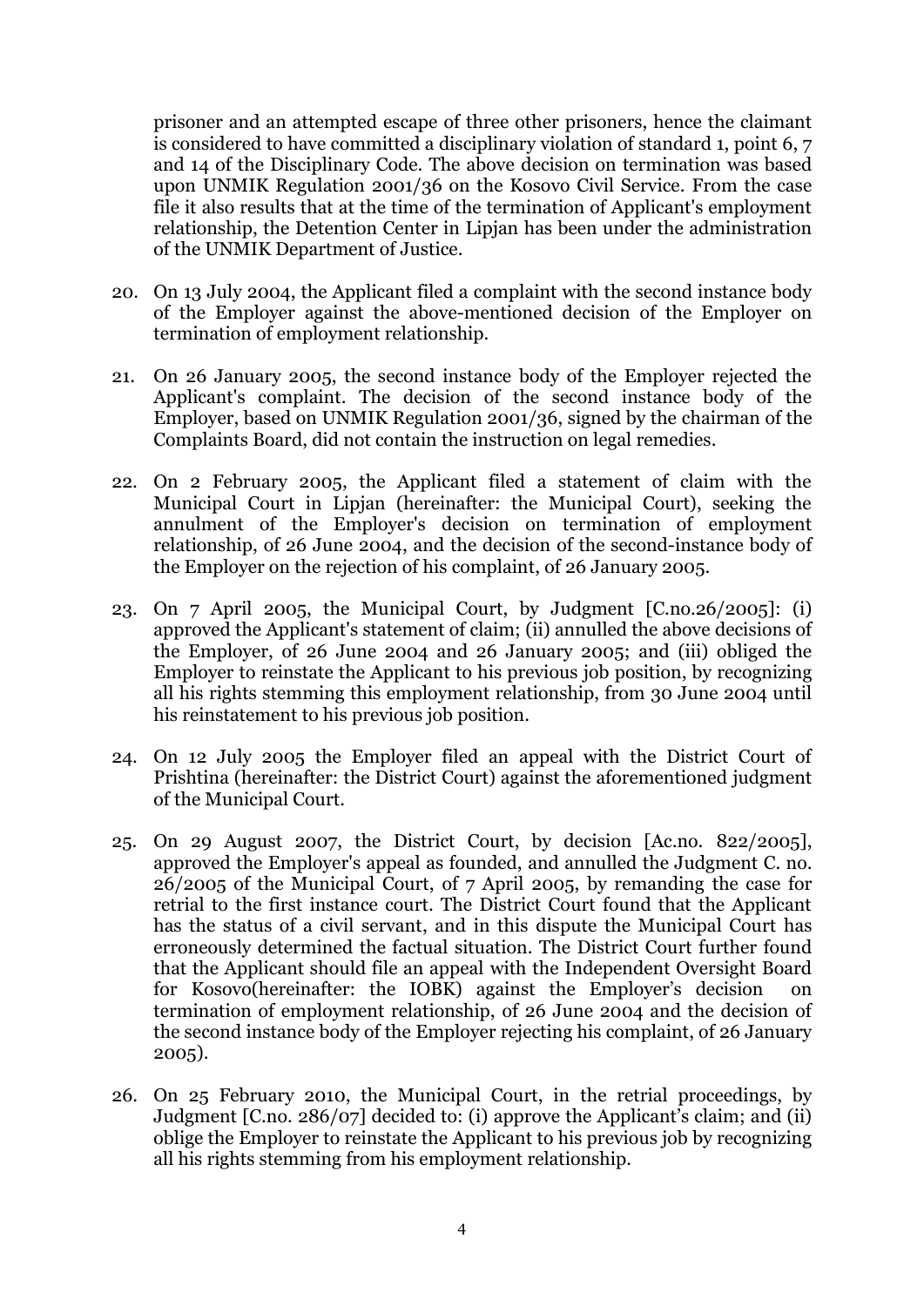prisoner and an attempted escape of three other prisoners, hence the claimant is considered to have committed a disciplinary violation of standard 1, point 6, 7 and 14 of the Disciplinary Code. The above decision on termination was based upon UNMIK Regulation 2001/36 on the Kosovo Civil Service. From the case file it also results that at the time of the termination of Applicant's employment relationship, the Detention Center in Lipjan has been under the administration of the UNMIK Department of Justice.

20. On 13 July 2004, the Applicant filed a complaint with the second instance body of the Employer against the above-mentioned decision of the Employer on termination of employment relationship.

21. On 26 January 2005, the second instance body of the Employer rejected the Applicant's complaint. The decision of the second instance body of the Employer, based on UNMIK Regulation 2001/36, signed by the chairman of the Complaints Board, did not contain the instruction on legal remedies.

22. On 2 February 2005, the Applicant filed a statement of claim with the Municipal Court in Lipjan (hereinafter: the Municipal Court), seeking the annulment of the Employer's decision on termination of employment relationship, of 26 June 2004, and the decision of the second-instance body of the Employer on the rejection of his complaint, of 26 January 2005.

23. On 7 April 2005, the Municipal Court, by Judgment [C.no.26/2005]: (i) approved the Applicant's statement of claim; (ii) annulled the above decisions of the Employer, of 26 June 2004 and 26 January 2005; and (iii) obliged the Employer to reinstate the Applicant to his previous job position, by recognizing all his rights stemming this employment relationship, from 30 June 2004 until his reinstatement to his previous job position.

24. On 12 July 2005 the Employer filed an appeal with the District Court of Prishtina (hereinafter: the District Court) against the aforementioned judgment of the Municipal Court.

25. On 29 August 2007, the District Court, by decision [Ac.no. 822/2005], approved the Employer's appeal as founded, and annulled the Judgment C. no. 26/2005 of the Municipal Court, of 7 April 2005, by remanding the case for retrial to the first instance court. The District Court found that the Applicant has the status of a civil servant, and in this dispute the Municipal Court has erroneously determined the factual situation. The District Court further found that the Applicant should file an appeal with the Independent Oversight Board for Kosovo(hereinafter: the IOBK) against the Employer's decision on termination of employment relationship, of 26 June 2004 and the decision of the second instance body of the Employer rejecting his complaint, of 26 January 2005).

26. On 25 February 2010, the Municipal Court, in the retrial proceedings, by Judgment [C.no. 286/07] decided to: (i) approve the Applicant's claim; and (ii) oblige the Employer to reinstate the Applicant to his previous job by recognizing all his rights stemming from his employment relationship.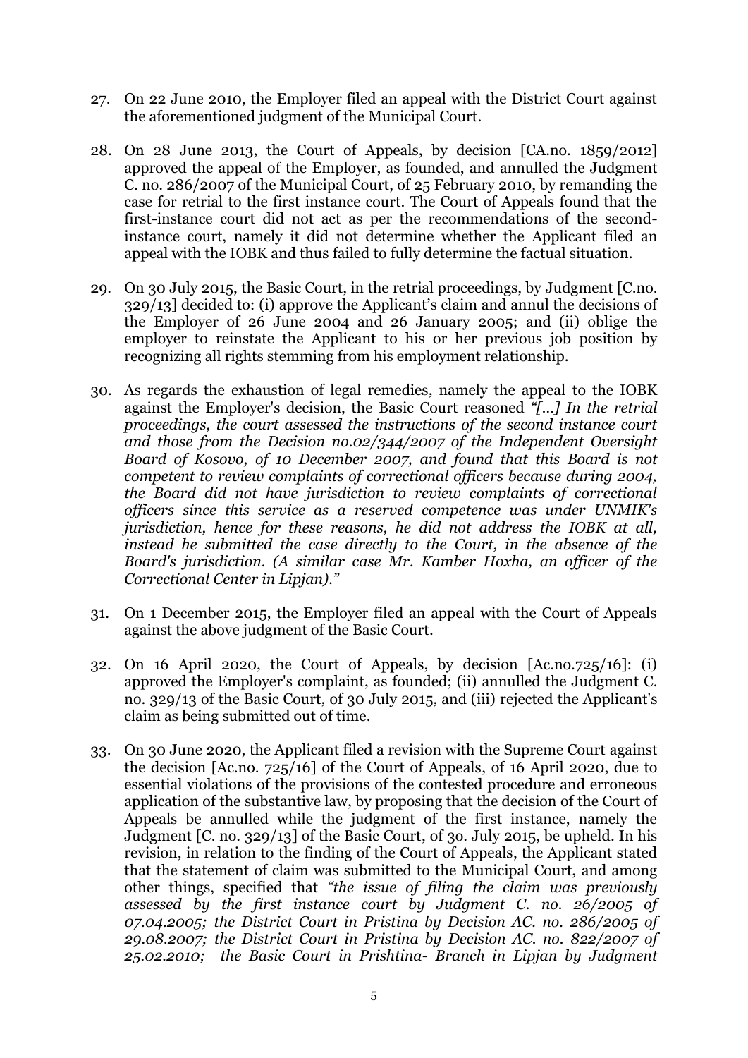27. On 22 June 2010, the Employer filed an appeal with the District Court against the aforementioned judgment of the Municipal Court.

28. On 28 June 2013, the Court of Appeals, by decision [CA.no. 1859/2012] approved the appeal of the Employer, as founded, and annulled the Judgment C. no. 286/2007 of the Municipal Court, of 25 February 2010, by remanding the case for retrial to the first instance court. The Court of Appeals found that the first-instance court did not act as per the recommendations of the second-instance court, namely it did not determine whether the Applicant filed an appeal with the IOBK and thus failed to fully determine the factual situation.

29. On 30 July 2015, the Basic Court, in the retrial proceedings, by Judgment [C.no. 329/13] decided to: (i) approve the Applicant's claim and annul the decisions of the Employer of 26 June 2004 and 26 January 2005; and (ii) oblige the employer to reinstate the Applicant to his or her previous job position by recognizing all rights stemming from his employment relationship.

30. As regards the exhaustion of legal remedies, namely the appeal to the IOBK against the Employer's decision, the Basic Court reasoned *"[...] In the retrial proceedings, the court assessed the instructions of the second instance court and those from the Decision no.02/344/2007 of the Independent Oversight Board of Kosovo, of 10 December 2007, and found that this Board is not competent to review complaints of correctional officers because during 2004, the Board did not have jurisdiction to review complaints of correctional officers since this service as a reserved competence was under UNMIK's jurisdiction, hence for these reasons, he did not address the IOBK at all, instead he submitted the case directly to the Court, in the absence of the Board's jurisdiction. (A similar case Mr. Kamber Hoxha, an officer of the Correctional Center in Lipjan)."*

31. On 1 December 2015, the Employer filed an appeal with the Court of Appeals against the above judgment of the Basic Court.

32. On 16 April 2020, the Court of Appeals, by decision [Ac.no.725/16]: (i) approved the Employer's complaint, as founded; (ii) annulled the Judgment C. no. 329/13 of the Basic Court, of 30 July 2015, and (iii) rejected the Applicant's claim as being submitted out of time.

33. On 30 June 2020, the Applicant filed a revision with the Supreme Court against the decision [Ac.no. 725/16] of the Court of Appeals, of 16 April 2020, due to essential violations of the provisions of the contested procedure and erroneous application of the substantive law, by proposing that the decision of the Court of Appeals be annulled while the judgment of the first instance, namely the Judgment [C. no. 329/13] of the Basic Court, of 30. July 2015, be upheld. In his revision, in relation to the finding of the Court of Appeals, the Applicant stated that the statement of claim was submitted to the Municipal Court, and among other things, specified that *"the issue of filing the claim was previously assessed by the first instance court by Judgment C. no. 26/2005 of 07.04.2005; the District Court in Pristina by Decision AC. no. 286/2005 of 29.08.2007; the District Court in Pristina by Decision AC. no. 822/2007 of 25.02.2010; the Basic Court in Prishtina- Branch in Lipjan by Judgment*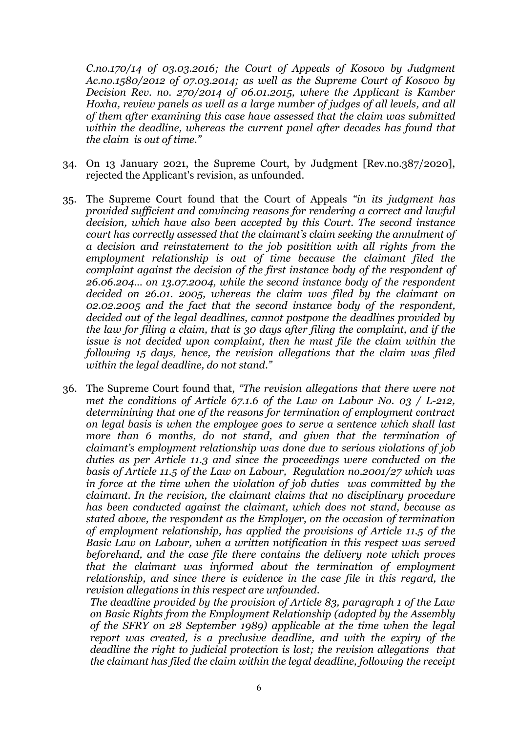*C.no.170/14 of 03.03.2016; the Court of Appeals of Kosovo by Judgment Ac.no.1580/2012 of 07.03.2014; as well as the Supreme Court of Kosovo by Decision Rev. no. 270/2014 of 06.01.2015, where the Applicant is Kamber Hoxha, review panels as well as a large number of judges of all levels, and all of them after examining this case have assessed that the claim was submitted within the deadline, whereas the current panel after decades has found that the claim is out of time."*

34. On 13 January 2021, the Supreme Court, by Judgment [Rev.no.387/2020], rejected the Applicant's revision, as unfounded.

35. The Supreme Court found that the Court of Appeals *"in its judgment has provided sufficient and convincing reasons for rendering a correct and lawful decision, which have also been accepted by this Court. The second instance court has correctly assessed that the claimant's claim seeking the annulment of a decision and reinstatement to the job positition with all rights from the employment relationship is out of time because the claimant filed the complaint against the decision of the first instance body of the respondent of 26.06.204... on 13.07.2004, while the second instance body of the respondent decided on 26.01. 2005, whereas the claim was filed by the claimant on 02.02.2005 and the fact that the second instance body of the respondent, decided out of the legal deadlines, cannot postpone the deadlines provided by the law for filing a claim, that is 30 days after filing the complaint, and if the issue is not decided upon complaint, then he must file the claim within the following 15 days, hence, the revision allegations that the claim was filed within the legal deadline, do not stand."*

36. The Supreme Court found that, *"The revision allegations that there were not met the conditions of Article 67.1.6 of the Law on Labour No. 03 / L-212, determinining that one of the reasons for termination of employment contract on legal basis is when the employee goes to serve a sentence which shall last more than 6 months, do not stand, and given that the termination of claimant's employment relationship was done due to serious violations of job duties as per Article 11.3 and since the proceedings were conducted on the basis of Article 11.5 of the Law on Labour, Regulation no.2001/27 which was in force at the time when the violation of job duties was committed by the claimant. In the revision, the claimant claims that no disciplinary procedure has been conducted against the claimant, which does not stand, because as stated above, the respondent as the Employer, on the occasion of termination of employment relationship, has applied the provisions of Article 11.5 of the Basic Law on Labour, when a written notification in this respect was served beforehand, and the case file there contains the delivery note which proves that the claimant was informed about the termination of employment relationship, and since there is evidence in the case file in this regard, the revision allegations in this respect are unfounded.*

    *The deadline provided by the provision of Article 83, paragraph 1 of the Law on Basic Rights from the Employment Relationship (adopted by the Assembly of the SFRY on 28 September 1989) applicable at the time when the legal report was created, is a preclusive deadline, and with the expiry of the deadline the right to judicial protection is lost; the revision allegations that the claimant has filed the claim within the legal deadline, following the receipt*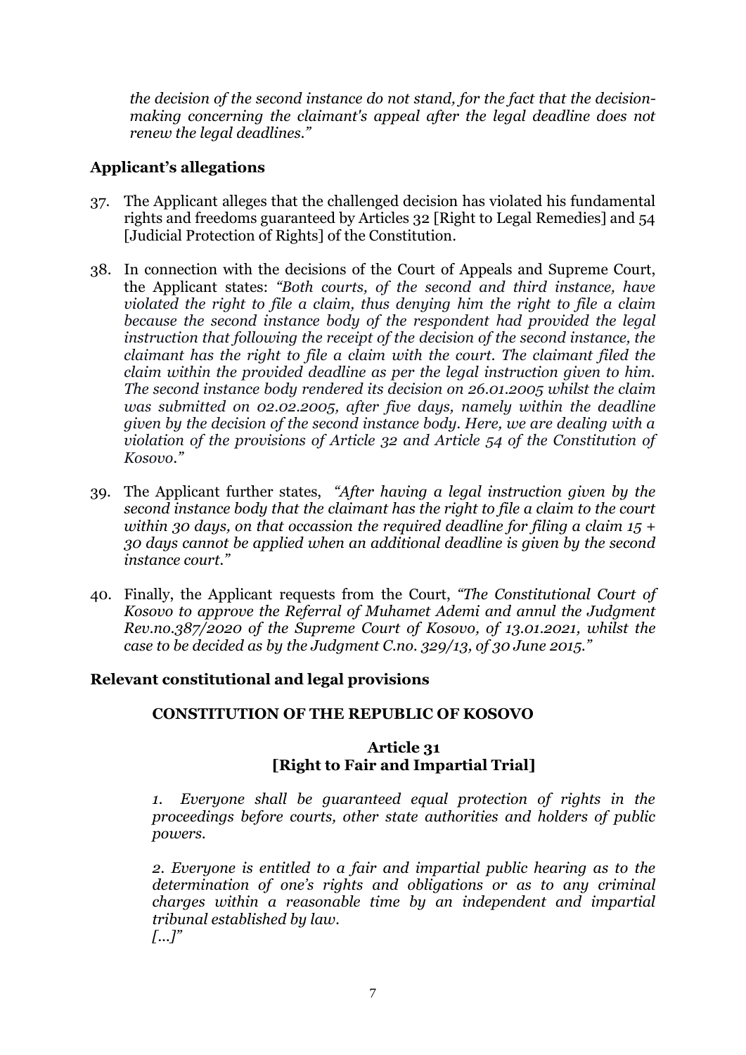*the decision of the second instance do not stand, for the fact that the decision-making concerning the claimant's appeal after the legal deadline does not renew the legal deadlines."*

## Applicant's allegations

37. The Applicant alleges that the challenged decision has violated his fundamental rights and freedoms guaranteed by Articles 32 [Right to Legal Remedies] and 54 [Judicial Protection of Rights] of the Constitution.

38. In connection with the decisions of the Court of Appeals and Supreme Court, the Applicant states: *"Both courts, of the second and third instance, have violated the right to file a claim, thus denying him the right to file a claim because the second instance body of the respondent had provided the legal instruction that following the receipt of the decision of the second instance, the claimant has the right to file a claim with the court. The claimant filed the claim within the provided deadline as per the legal instruction given to him. The second instance body rendered its decision on 26.01.2005 whilst the claim was submitted on 02.02.2005, after five days, namely within the deadline given by the decision of the second instance body. Here, we are dealing with a violation of the provisions of Article 32 and Article 54 of the Constitution of Kosovo."*

39. The Applicant further states, *"After having a legal instruction given by the second instance body that the claimant has the right to file a claim to the court within 30 days, on that occassion the required deadline for filing a claim 15 + 30 days cannot be applied when an additional deadline is given by the second instance court."*

40. Finally, the Applicant requests from the Court, *"The Constitutional Court of Kosovo to approve the Referral of Muhamet Ademi and annul the Judgment Rev.no.387/2020 of the Supreme Court of Kosovo, of 13.01.2021, whilst the case to be decided as by the Judgment C.no. 329/13, of 30 June 2015."*

## Relevant constitutional and legal provisions

### CONSTITUTION OF THE REPUBLIC OF KOSOVO

**Article 31**
**[Right to Fair and Impartial Trial]**

*1. Everyone shall be guaranteed equal protection of rights in the proceedings before courts, other state authorities and holders of public powers.*

*2. Everyone is entitled to a fair and impartial public hearing as to the determination of one's rights and obligations or as to any criminal charges within a reasonable time by an independent and impartial tribunal established by law.*
*[...]"*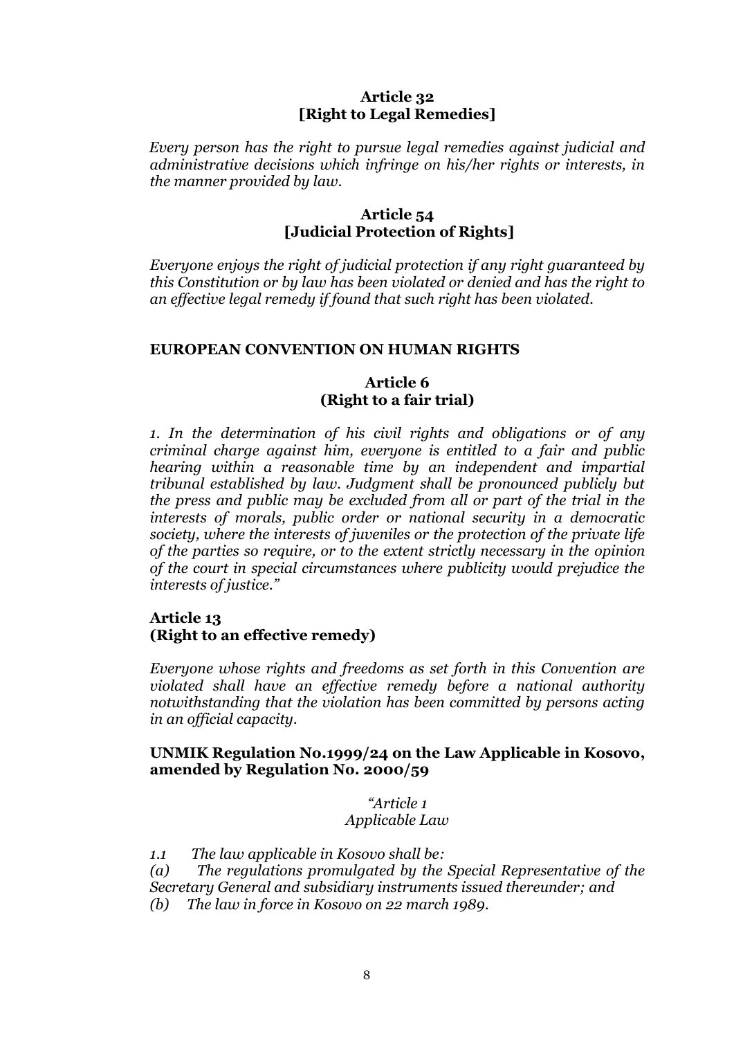**Article 32**
**[Right to Legal Remedies]**

*Every person has the right to pursue legal remedies against judicial and administrative decisions which infringe on his/her rights or interests, in the manner provided by law.*

**Article 54**
**[Judicial Protection of Rights]**

*Everyone enjoys the right of judicial protection if any right guaranteed by this Constitution or by law has been violated or denied and has the right to an effective legal remedy if found that such right has been violated.*

**EUROPEAN CONVENTION ON HUMAN RIGHTS**

**Article 6**
**(Right to a fair trial)**

*1. In the determination of his civil rights and obligations or of any criminal charge against him, everyone is entitled to a fair and public hearing within a reasonable time by an independent and impartial tribunal established by law. Judgment shall be pronounced publicly but the press and public may be excluded from all or part of the trial in the interests of morals, public order or national security in a democratic society, where the interests of juveniles or the protection of the private life of the parties so require, or to the extent strictly necessary in the opinion of the court in special circumstances where publicity would prejudice the interests of justice."*

**Article 13**
**(Right to an effective remedy)**

*Everyone whose rights and freedoms as set forth in this Convention are violated shall have an effective remedy before a national authority notwithstanding that the violation has been committed by persons acting in an official capacity.*

**UNMIK Regulation No.1999/24 on the Law Applicable in Kosovo, amended by Regulation No. 2000/59**

*"Article 1*
*Applicable Law*

*1.1 The law applicable in Kosovo shall be:*
*(a) The regulations promulgated by the Special Representative of the Secretary General and subsidiary instruments issued thereunder; and*
*(b) The law in force in Kosovo on 22 march 1989.*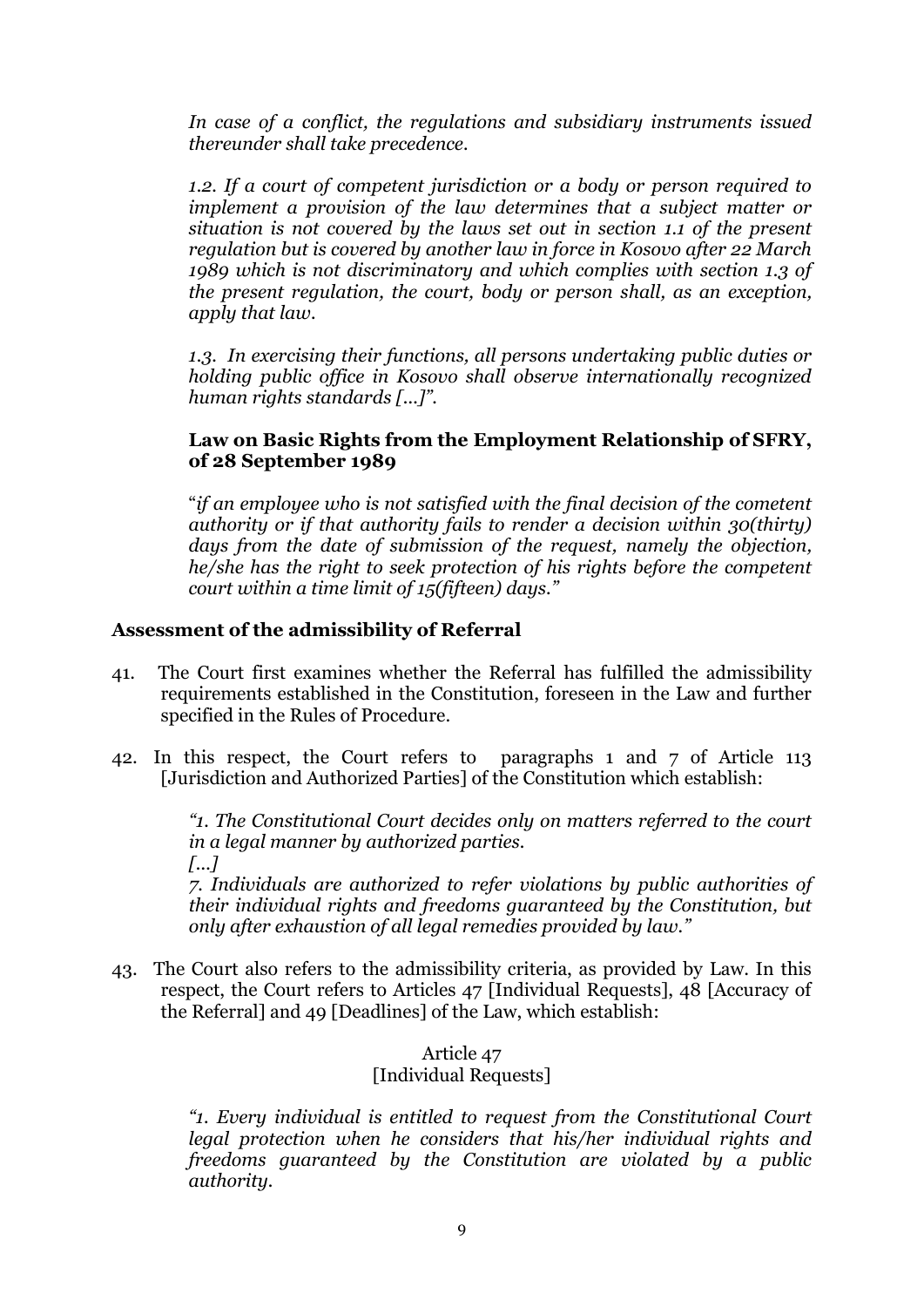*In case of a conflict, the regulations and subsidiary instruments issued thereunder shall take precedence.*

*1.2. If a court of competent jurisdiction or a body or person required to implement a provision of the law determines that a subject matter or situation is not covered by the laws set out in section 1.1 of the present regulation but is covered by another law in force in Kosovo after 22 March 1989 which is not discriminatory and which complies with section 1.3 of the present regulation, the court, body or person shall, as an exception, apply that law.*

*1.3. In exercising their functions, all persons undertaking public duties or holding public office in Kosovo shall observe internationally recognized human rights standards [...]".*

**Law on Basic Rights from the Employment Relationship of SFRY, of 28 September 1989**

"*if an employee who is not satisfied with the final decision of the cometent authority or if that authority fails to render a decision within 30(thirty) days from the date of submission of the request, namely the objection, he/she has the right to seek protection of his rights before the competent court within a time limit of 15(fifteen) days."*

## Assessment of the admissibility of Referral

41. The Court first examines whether the Referral has fulfilled the admissibility requirements established in the Constitution, foreseen in the Law and further specified in the Rules of Procedure.

42. In this respect, the Court refers to paragraphs 1 and 7 of Article 113 [Jurisdiction and Authorized Parties] of the Constitution which establish:

*"1. The Constitutional Court decides only on matters referred to the court in a legal manner by authorized parties.*
*[...]*
*7. Individuals are authorized to refer violations by public authorities of their individual rights and freedoms guaranteed by the Constitution, but only after exhaustion of all legal remedies provided by law."*

43. The Court also refers to the admissibility criteria, as provided by Law. In this respect, the Court refers to Articles 47 [Individual Requests], 48 [Accuracy of the Referral] and 49 [Deadlines] of the Law, which establish:

Article 47
[Individual Requests]

*"1. Every individual is entitled to request from the Constitutional Court legal protection when he considers that his/her individual rights and freedoms guaranteed by the Constitution are violated by a public authority.*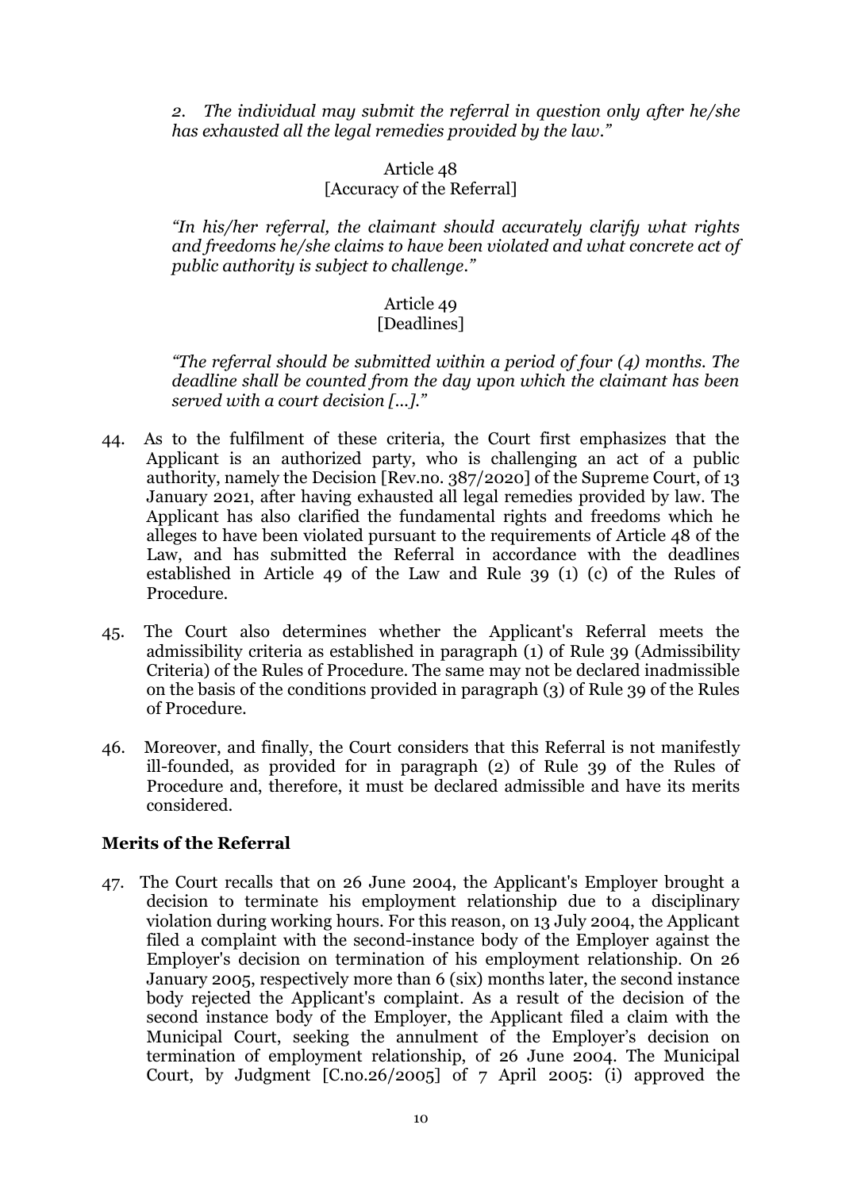*2. The individual may submit the referral in question only after he/she has exhausted all the legal remedies provided by the law."*

Article 48
[Accuracy of the Referral]

*"In his/her referral, the claimant should accurately clarify what rights and freedoms he/she claims to have been violated and what concrete act of public authority is subject to challenge."*

Article 49
[Deadlines]

*"The referral should be submitted within a period of four (4) months. The deadline shall be counted from the day upon which the claimant has been served with a court decision [...]."*

44. As to the fulfilment of these criteria, the Court first emphasizes that the Applicant is an authorized party, who is challenging an act of a public authority, namely the Decision [Rev.no. 387/2020] of the Supreme Court, of 13 January 2021, after having exhausted all legal remedies provided by law. The Applicant has also clarified the fundamental rights and freedoms which he alleges to have been violated pursuant to the requirements of Article 48 of the Law, and has submitted the Referral in accordance with the deadlines established in Article 49 of the Law and Rule 39 (1) (c) of the Rules of Procedure.

45. The Court also determines whether the Applicant's Referral meets the admissibility criteria as established in paragraph (1) of Rule 39 (Admissibility Criteria) of the Rules of Procedure. The same may not be declared inadmissible on the basis of the conditions provided in paragraph (3) of Rule 39 of the Rules of Procedure.

46. Moreover, and finally, the Court considers that this Referral is not manifestly ill-founded, as provided for in paragraph (2) of Rule 39 of the Rules of Procedure and, therefore, it must be declared admissible and have its merits considered.

**Merits of the Referral**

47. The Court recalls that on 26 June 2004, the Applicant's Employer brought a decision to terminate his employment relationship due to a disciplinary violation during working hours. For this reason, on 13 July 2004, the Applicant filed a complaint with the second-instance body of the Employer against the Employer's decision on termination of his employment relationship. On 26 January 2005, respectively more than 6 (six) months later, the second instance body rejected the Applicant's complaint. As a result of the decision of the second instance body of the Employer, the Applicant filed a claim with the Municipal Court, seeking the annulment of the Employer's decision on termination of employment relationship, of 26 June 2004. The Municipal Court, by Judgment [C.no.26/2005] of 7 April 2005: (i) approved the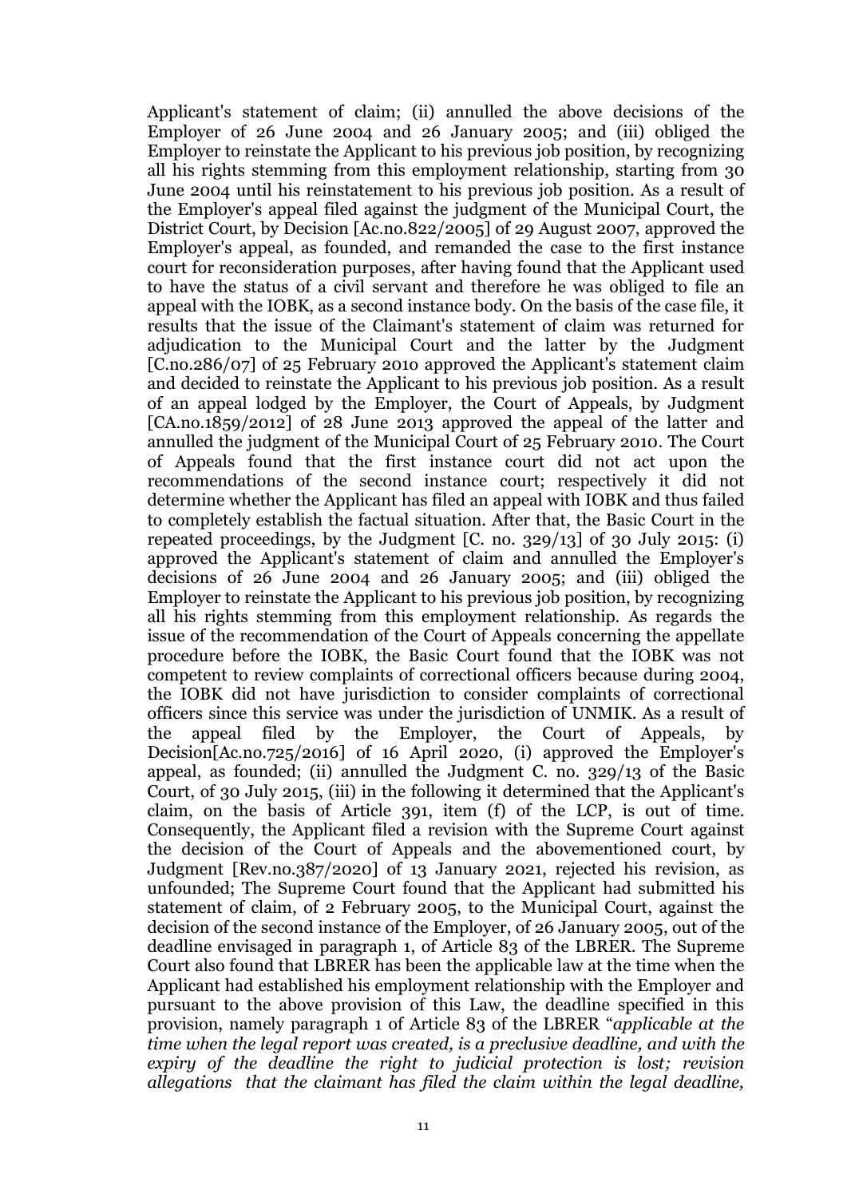Applicant's statement of claim; (ii) annulled the above decisions of the Employer of 26 June 2004 and 26 January 2005; and (iii) obliged the Employer to reinstate the Applicant to his previous job position, by recognizing all his rights stemming from this employment relationship, starting from 30 June 2004 until his reinstatement to his previous job position. As a result of the Employer's appeal filed against the judgment of the Municipal Court, the District Court, by Decision [Ac.no.822/2005] of 29 August 2007, approved the Employer's appeal, as founded, and remanded the case to the first instance court for reconsideration purposes, after having found that the Applicant used to have the status of a civil servant and therefore he was obliged to file an appeal with the IOBK, as a second instance body. On the basis of the case file, it results that the issue of the Claimant's statement of claim was returned for adjudication to the Municipal Court and the latter by the Judgment [C.no.286/07] of 25 February 2010 approved the Applicant's statement claim and decided to reinstate the Applicant to his previous job position. As a result of an appeal lodged by the Employer, the Court of Appeals, by Judgment [CA.no.1859/2012] of 28 June 2013 approved the appeal of the latter and annulled the judgment of the Municipal Court of 25 February 2010. The Court of Appeals found that the first instance court did not act upon the recommendations of the second instance court; respectively it did not determine whether the Applicant has filed an appeal with IOBK and thus failed to completely establish the factual situation. After that, the Basic Court in the repeated proceedings, by the Judgment [C. no. 329/13] of 30 July 2015: (i) approved the Applicant's statement of claim and annulled the Employer's decisions of 26 June 2004 and 26 January 2005; and (iii) obliged the Employer to reinstate the Applicant to his previous job position, by recognizing all his rights stemming from this employment relationship. As regards the issue of the recommendation of the Court of Appeals concerning the appellate procedure before the IOBK, the Basic Court found that the IOBK was not competent to review complaints of correctional officers because during 2004, the IOBK did not have jurisdiction to consider complaints of correctional officers since this service was under the jurisdiction of UNMIK. As a result of the appeal filed by the Employer, the Court of Appeals, by Decision[Ac.no.725/2016] of 16 April 2020, (i) approved the Employer's appeal, as founded; (ii) annulled the Judgment C. no. 329/13 of the Basic Court, of 30 July 2015, (iii) in the following it determined that the Applicant's claim, on the basis of Article 391, item (f) of the LCP, is out of time. Consequently, the Applicant filed a revision with the Supreme Court against the decision of the Court of Appeals and the abovementioned court, by Judgment [Rev.no.387/2020] of 13 January 2021, rejected his revision, as unfounded; The Supreme Court found that the Applicant had submitted his statement of claim, of 2 February 2005, to the Municipal Court, against the decision of the second instance of the Employer, of 26 January 2005, out of the deadline envisaged in paragraph 1, of Article 83 of the LBRER. The Supreme Court also found that LBRER has been the applicable law at the time when the Applicant had established his employment relationship with the Employer and pursuant to the above provision of this Law, the deadline specified in this provision, namely paragraph 1 of Article 83 of the LBRER "*applicable at the time when the legal report was created, is a preclusive deadline, and with the expiry of the deadline the right to judicial protection is lost; revision allegations that the claimant has filed the claim within the legal deadline,*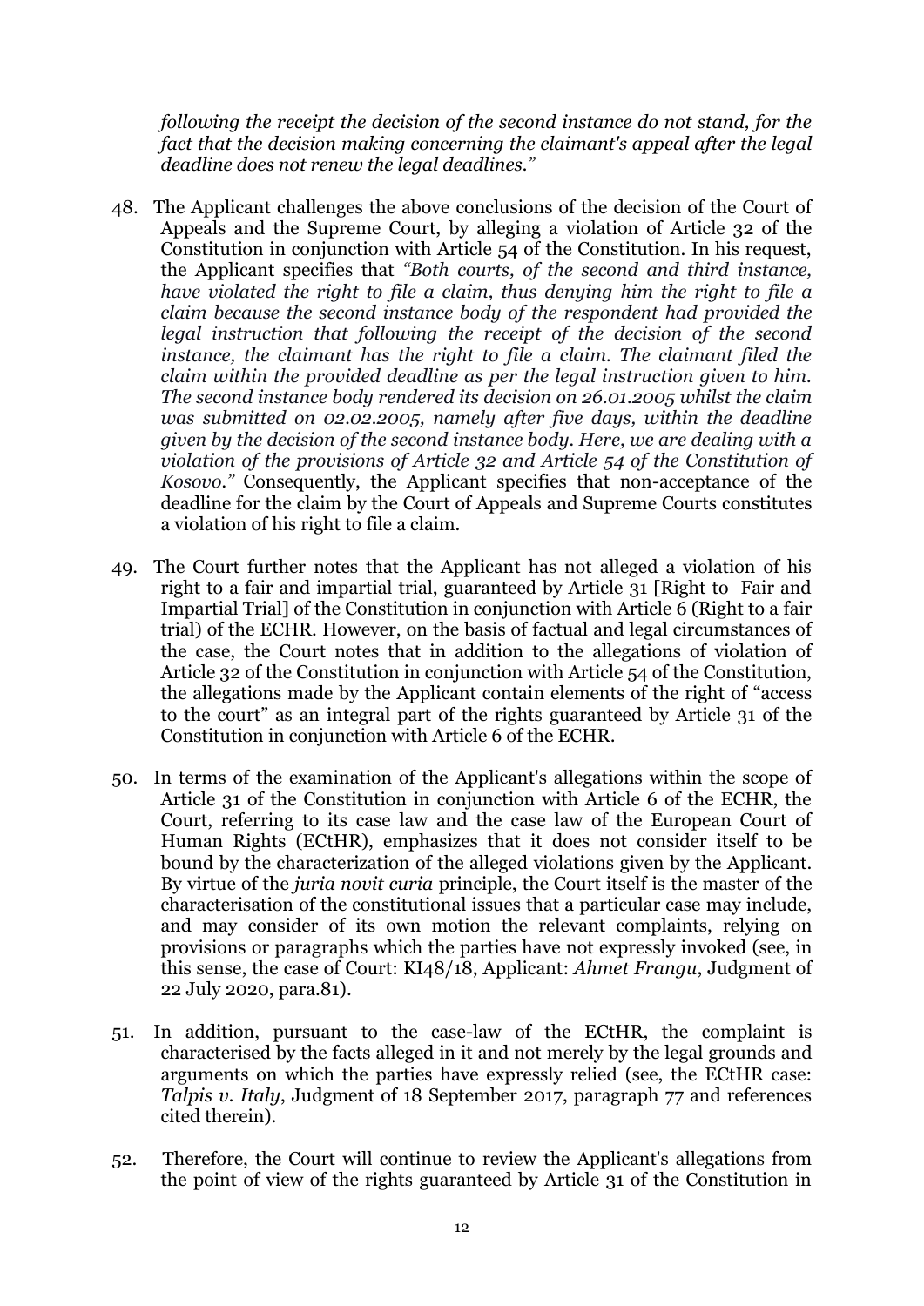*following the receipt the decision of the second instance do not stand, for the fact that the decision making concerning the claimant's appeal after the legal deadline does not renew the legal deadlines."*

48. The Applicant challenges the above conclusions of the decision of the Court of Appeals and the Supreme Court, by alleging a violation of Article 32 of the Constitution in conjunction with Article 54 of the Constitution. In his request, the Applicant specifies that *"Both courts, of the second and third instance, have violated the right to file a claim, thus denying him the right to file a claim because the second instance body of the respondent had provided the legal instruction that following the receipt of the decision of the second instance, the claimant has the right to file a claim. The claimant filed the claim within the provided deadline as per the legal instruction given to him. The second instance body rendered its decision on 26.01.2005 whilst the claim was submitted on 02.02.2005, namely after five days, within the deadline given by the decision of the second instance body. Here, we are dealing with a violation of the provisions of Article 32 and Article 54 of the Constitution of Kosovo."* Consequently, the Applicant specifies that non-acceptance of the deadline for the claim by the Court of Appeals and Supreme Courts constitutes a violation of his right to file a claim.

49. The Court further notes that the Applicant has not alleged a violation of his right to a fair and impartial trial, guaranteed by Article 31 [Right to Fair and Impartial Trial] of the Constitution in conjunction with Article 6 (Right to a fair trial) of the ECHR. However, on the basis of factual and legal circumstances of the case, the Court notes that in addition to the allegations of violation of Article 32 of the Constitution in conjunction with Article 54 of the Constitution, the allegations made by the Applicant contain elements of the right of "access to the court" as an integral part of the rights guaranteed by Article 31 of the Constitution in conjunction with Article 6 of the ECHR.

50. In terms of the examination of the Applicant's allegations within the scope of Article 31 of the Constitution in conjunction with Article 6 of the ECHR, the Court, referring to its case law and the case law of the European Court of Human Rights (ECtHR), emphasizes that it does not consider itself to be bound by the characterization of the alleged violations given by the Applicant. By virtue of the *juria novit curia* principle, the Court itself is the master of the characterisation of the constitutional issues that a particular case may include, and may consider of its own motion the relevant complaints, relying on provisions or paragraphs which the parties have not expressly invoked (see, in this sense, the case of Court: KI48/18, Applicant: *Ahmet Frangu*, Judgment of 22 July 2020, para.81).

51. In addition, pursuant to the case-law of the ECtHR, the complaint is characterised by the facts alleged in it and not merely by the legal grounds and arguments on which the parties have expressly relied (see, the ECtHR case: *Talpis v. Italy*, Judgment of 18 September 2017, paragraph 77 and references cited therein).

52. Therefore, the Court will continue to review the Applicant's allegations from the point of view of the rights guaranteed by Article 31 of the Constitution in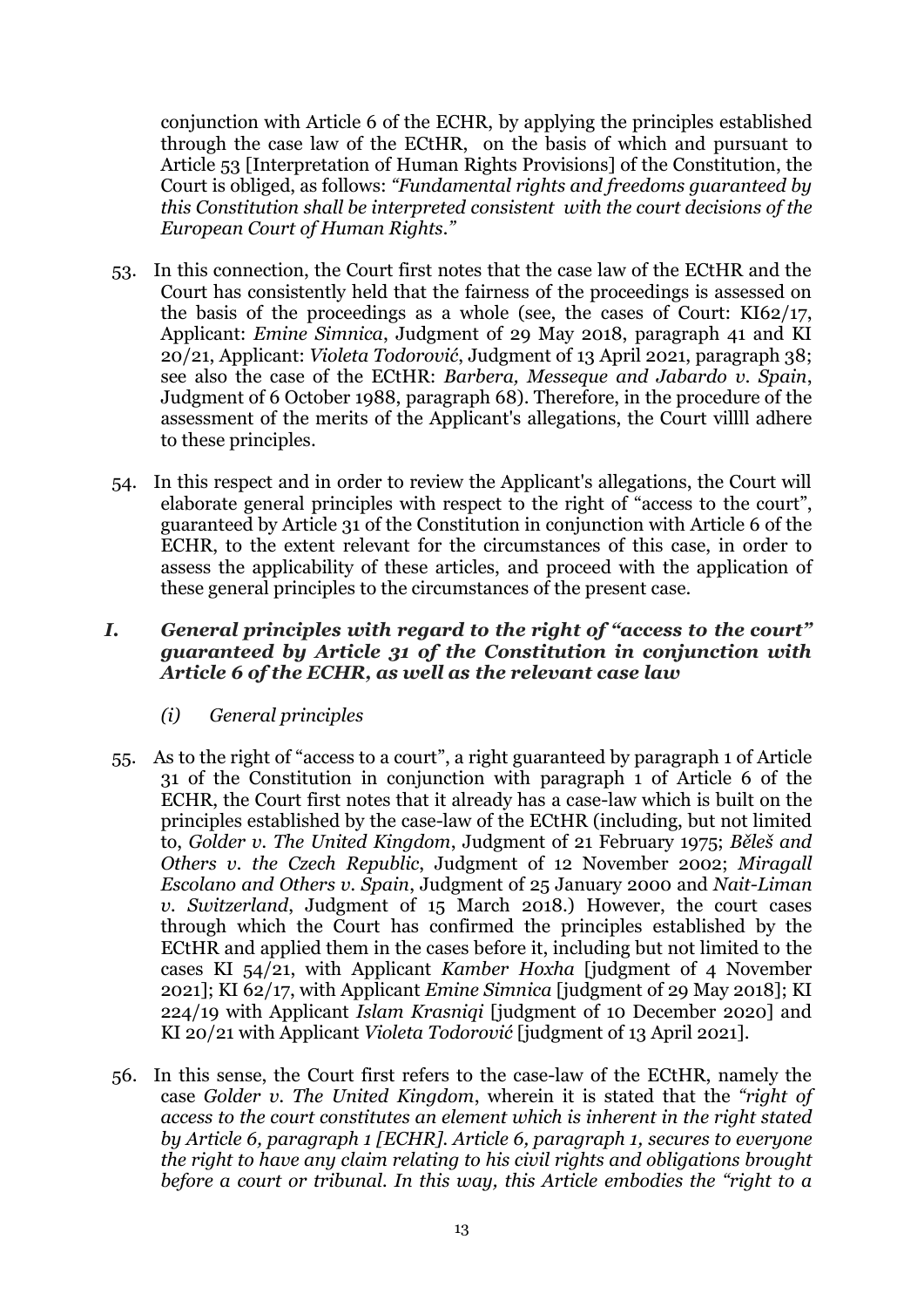conjunction with Article 6 of the ECHR, by applying the principles established through the case law of the ECtHR, on the basis of which and pursuant to Article 53 [Interpretation of Human Rights Provisions] of the Constitution, the Court is obliged, as follows: *"Fundamental rights and freedoms guaranteed by this Constitution shall be interpreted consistent with the court decisions of the European Court of Human Rights."*

53. In this connection, the Court first notes that the case law of the ECtHR and the Court has consistently held that the fairness of the proceedings is assessed on the basis of the proceedings as a whole (see, the cases of Court: KI62/17, Applicant: *Emine Simnica*, Judgment of 29 May 2018, paragraph 41 and KI 20/21, Applicant: *Violeta Todorović*, Judgment of 13 April 2021, paragraph 38; see also the case of the ECtHR: *Barbera, Messeque and Jabardo v. Spain*, Judgment of 6 October 1988, paragraph 68). Therefore, in the procedure of the assessment of the merits of the Applicant's allegations, the Court villll adhere to these principles.

54. In this respect and in order to review the Applicant's allegations, the Court will elaborate general principles with respect to the right of "access to the court", guaranteed by Article 31 of the Constitution in conjunction with Article 6 of the ECHR, to the extent relevant for the circumstances of this case, in order to assess the applicability of these articles, and proceed with the application of these general principles to the circumstances of the present case.

## *I. General principles with regard to the right of "access to the court" guaranteed by Article 31 of the Constitution in conjunction with Article 6 of the ECHR, as well as the relevant case law*

### *(i) General principles*

55. As to the right of "access to a court", a right guaranteed by paragraph 1 of Article 31 of the Constitution in conjunction with paragraph 1 of Article 6 of the ECHR, the Court first notes that it already has a case-law which is built on the principles established by the case-law of the ECtHR (including, but not limited to, *Golder v. The United Kingdom*, Judgment of 21 February 1975; *Běleš and Others v. the Czech Republic*, Judgment of 12 November 2002; *Miragall Escolano and Others v. Spain*, Judgment of 25 January 2000 and *Nait-Liman v. Switzerland*, Judgment of 15 March 2018.) However, the court cases through which the Court has confirmed the principles established by the ECtHR and applied them in the cases before it, including but not limited to the cases KI 54/21, with Applicant *Kamber Hoxha* [judgment of 4 November 2021]; KI 62/17, with Applicant *Emine Simnica* [judgment of 29 May 2018]; KI 224/19 with Applicant *Islam Krasniqi* [judgment of 10 December 2020] and KI 20/21 with Applicant *Violeta Todorović* [judgment of 13 April 2021].

56. In this sense, the Court first refers to the case-law of the ECtHR, namely the case *Golder v. The United Kingdom*, wherein it is stated that the *"right of access to the court constitutes an element which is inherent in the right stated by Article 6, paragraph 1 [ECHR]. Article 6, paragraph 1, secures to everyone the right to have any claim relating to his civil rights and obligations brought before a court or tribunal. In this way, this Article embodies the "right to a*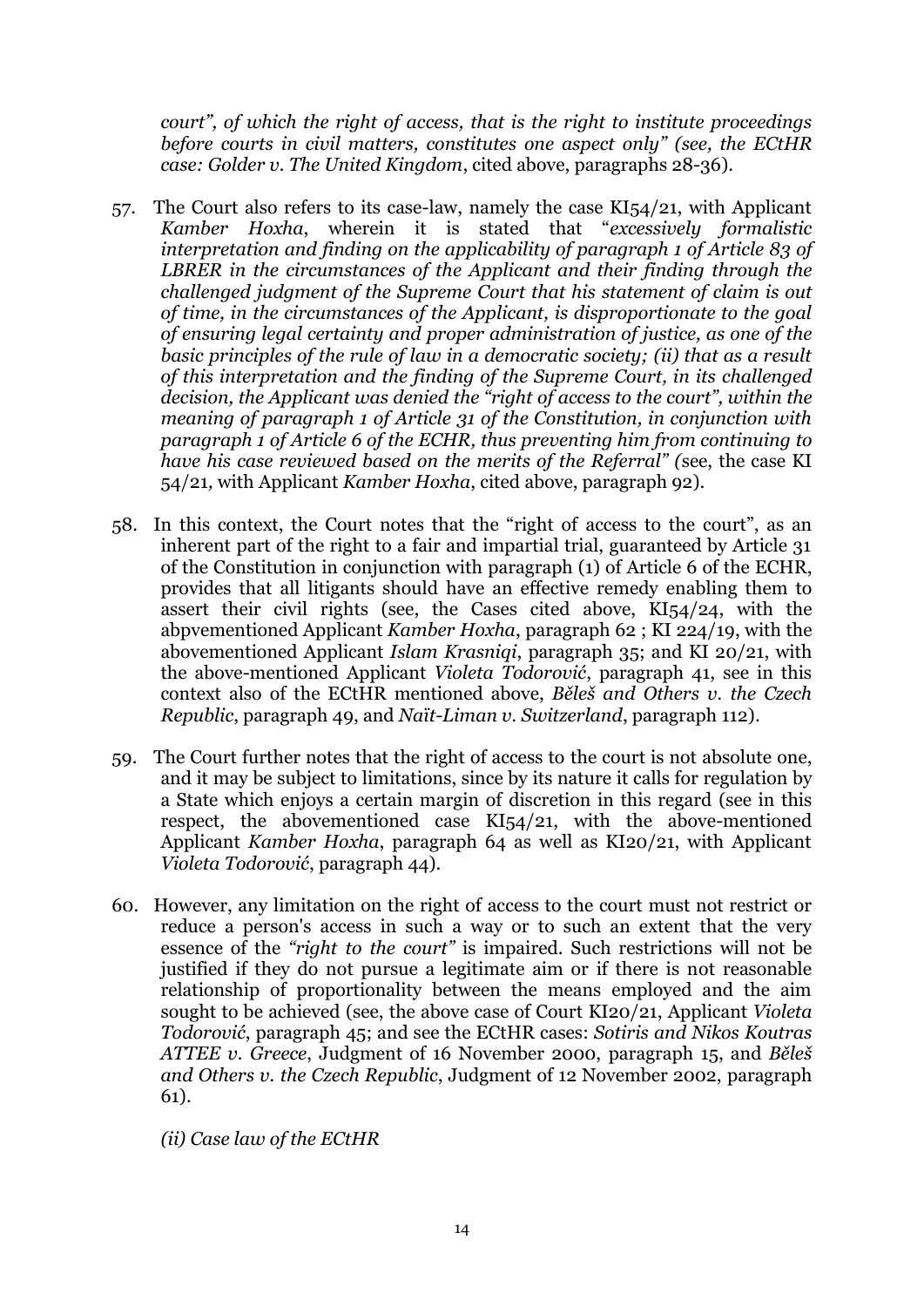*court", of which the right of access, that is the right to institute proceedings before courts in civil matters, constitutes one aspect only" (see, the ECtHR case: Golder v. The United Kingdom*, cited above, paragraphs 28-36).

57. The Court also refers to its case-law, namely the case KI54/21, with Applicant *Kamber Hoxha*, wherein it is stated that "*excessively formalistic interpretation and finding on the applicability of paragraph 1 of Article 83 of LBRER in the circumstances of the Applicant and their finding through the challenged judgment of the Supreme Court that his statement of claim is out of time, in the circumstances of the Applicant, is disproportionate to the goal of ensuring legal certainty and proper administration of justice, as one of the basic principles of the rule of law in a democratic society; (ii) that as a result of this interpretation and the finding of the Supreme Court, in its challenged decision, the Applicant was denied the "right of access to the court", within the meaning of paragraph 1 of Article 31 of the Constitution, in conjunction with paragraph 1 of Article 6 of the ECHR, thus preventing him from continuing to have his case reviewed based on the merits of the Referral" (*see, the case KI 54/21*,* with Applicant *Kamber Hoxha*, cited above, paragraph 92).

58. In this context, the Court notes that the "right of access to the court", as an inherent part of the right to a fair and impartial trial, guaranteed by Article 31 of the Constitution in conjunction with paragraph (1) of Article 6 of the ECHR, provides that all litigants should have an effective remedy enabling them to assert their civil rights (see, the Cases cited above, KI54/24, with the abpvementioned Applicant *Kamber Hoxha*, paragraph 62 ; KI 224/19, with the abovementioned Applicant *Islam Krasniqi*, paragraph 35; and KI 20/21, with the above-mentioned Applicant *Violeta Todorović*, paragraph 41, see in this context also of the ECtHR mentioned above, *Běleš and Others v. the Czech Republic*, paragraph 49, and *Naït-Liman v. Switzerland*, paragraph 112).

59. The Court further notes that the right of access to the court is not absolute one, and it may be subject to limitations, since by its nature it calls for regulation by a State which enjoys a certain margin of discretion in this regard (see in this respect, the abovementioned case KI54/21, with the above-mentioned Applicant *Kamber Hoxha*, paragraph 64 as well as KI20/21, with Applicant *Violeta Todorović*, paragraph 44).

60. However, any limitation on the right of access to the court must not restrict or reduce a person's access in such a way or to such an extent that the very essence of the *"right to the court"* is impaired. Such restrictions will not be justified if they do not pursue a legitimate aim or if there is not reasonable relationship of proportionality between the means employed and the aim sought to be achieved (see, the above case of Court KI20/21, Applicant *Violeta Todorović*, paragraph 45; and see the ECtHR cases: *Sotiris and Nikos Koutras ATTEE v. Greece*, Judgment of 16 November 2000, paragraph 15, and *Běleš and Others v. the Czech Republic*, Judgment of 12 November 2002, paragraph 61).

*(ii) Case law of the ECtHR*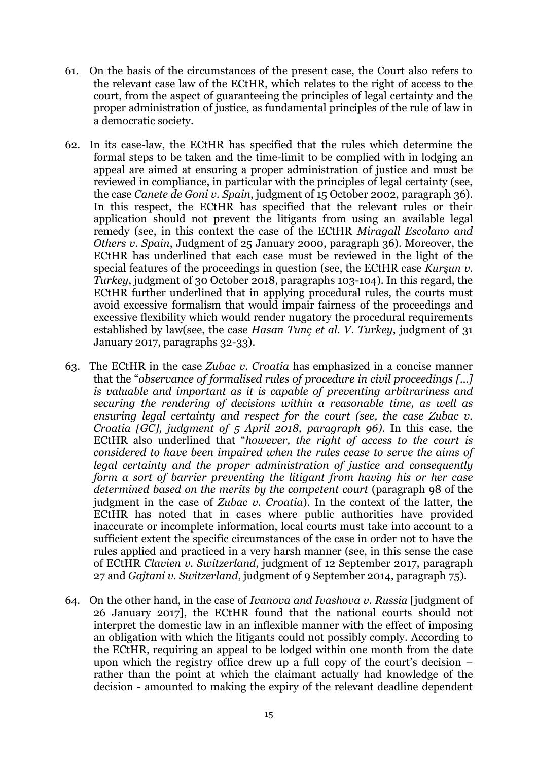61. On the basis of the circumstances of the present case, the Court also refers to the relevant case law of the ECtHR, which relates to the right of access to the court, from the aspect of guaranteeing the principles of legal certainty and the proper administration of justice, as fundamental principles of the rule of law in a democratic society.

62. In its case-law, the ECtHR has specified that the rules which determine the formal steps to be taken and the time-limit to be complied with in lodging an appeal are aimed at ensuring a proper administration of justice and must be reviewed in compliance, in particular with the principles of legal certainty (see, the case *Canete de Goni v. Spain*, judgment of 15 October 2002, paragraph 36). In this respect, the ECtHR has specified that the relevant rules or their application should not prevent the litigants from using an available legal remedy (see, in this context the case of the ECtHR *Miragall Escolano and Others v. Spain*, Judgment of 25 January 2000, paragraph 36). Moreover, the ECtHR has underlined that each case must be reviewed in the light of the special features of the proceedings in question (see, the ECtHR case *Kurşun v. Turkey*, judgment of 30 October 2018, paragraphs 103-104). In this regard, the ECtHR further underlined that in applying procedural rules, the courts must avoid excessive formalism that would impair fairness of the proceedings and excessive flexibility which would render nugatory the procedural requirements established by law(see, the case *Hasan Tunç et al. V. Turkey*, judgment of 31 January 2017, paragraphs 32-33).

63. The ECtHR in the case *Zubac v. Croatia* has emphasized in a concise manner that the "*observance of formalised rules of procedure in civil proceedings [...] is valuable and important as it is capable of preventing arbitrariness and securing the rendering of decisions within a reasonable time, as well as ensuring legal certainty and respect for the court (see, the case Zubac v. Croatia [GC], judgment of 5 April 2018, paragraph 96).* In this case, the ECtHR also underlined that "*however, the right of access to the court is considered to have been impaired when the rules cease to serve the aims of legal certainty and the proper administration of justice and consequently form a sort of barrier preventing the litigant from having his or her case determined based on the merits by the competent court* (paragraph 98 of the judgment in the case of *Zubac v. Croatia*). In the context of the latter, the ECtHR has noted that in cases where public authorities have provided inaccurate or incomplete information, local courts must take into account to a sufficient extent the specific circumstances of the case in order not to have the rules applied and practiced in a very harsh manner (see, in this sense the case of ECtHR *Clavien v. Switzerland*, judgment of 12 September 2017, paragraph 27 and *Gajtani v. Switzerland*, judgment of 9 September 2014, paragraph 75).

64. On the other hand, in the case of *Ivanova and Ivashova v. Russia* [judgment of 26 January 2017], the ECtHR found that the national courts should not interpret the domestic law in an inflexible manner with the effect of imposing an obligation with which the litigants could not possibly comply. According to the ECtHR, requiring an appeal to be lodged within one month from the date upon which the registry office drew up a full copy of the court's decision – rather than the point at which the claimant actually had knowledge of the decision - amounted to making the expiry of the relevant deadline dependent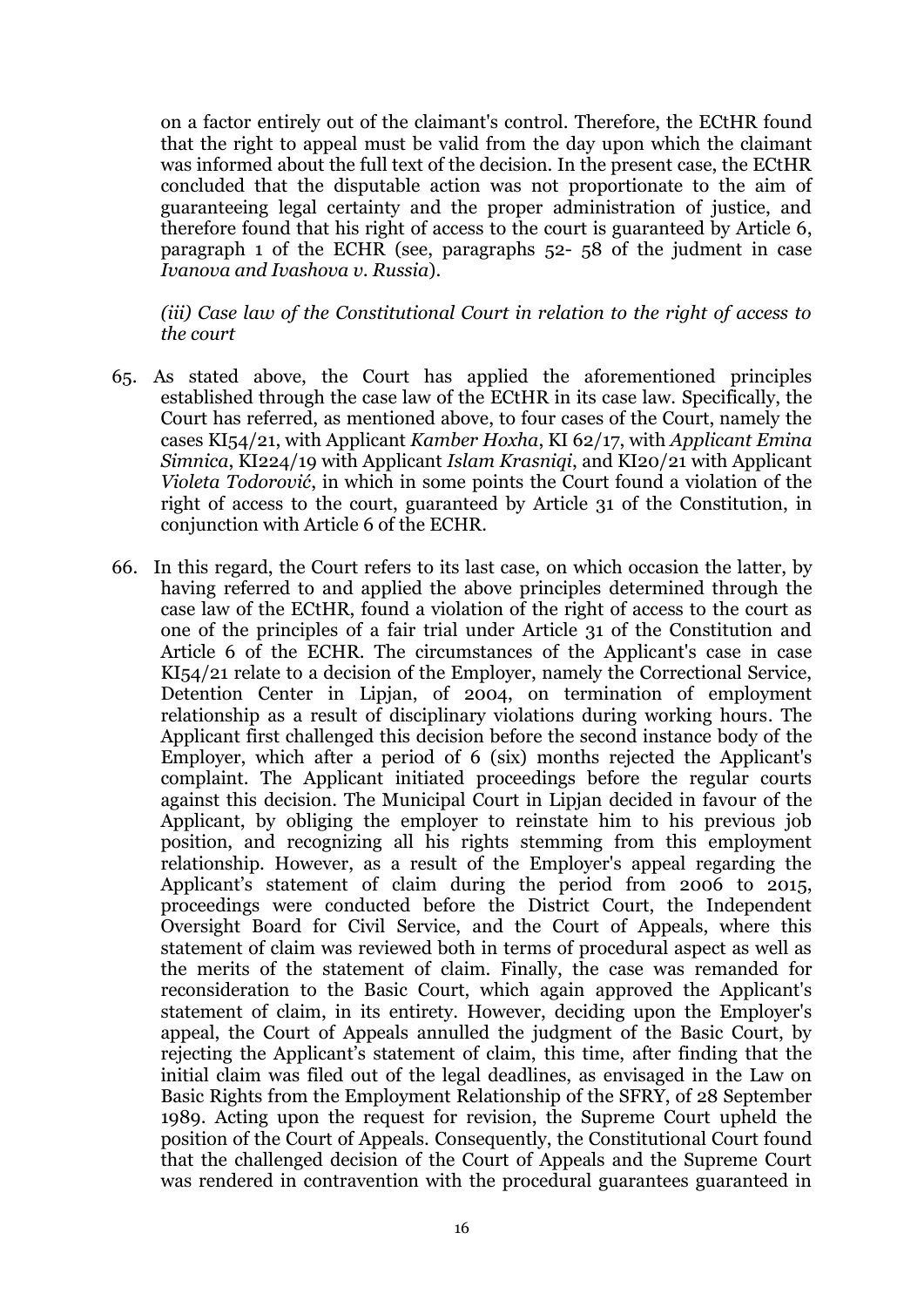on a factor entirely out of the claimant's control. Therefore, the ECtHR found that the right to appeal must be valid from the day upon which the claimant was informed about the full text of the decision. In the present case, the ECtHR concluded that the disputable action was not proportionate to the aim of guaranteeing legal certainty and the proper administration of justice, and therefore found that his right of access to the court is guaranteed by Article 6, paragraph 1 of the ECHR (see, paragraphs 52- 58 of the judment in case *Ivanova and Ivashova v. Russia*).

*(iii) Case law of the Constitutional Court in relation to the right of access to the court*

65. As stated above, the Court has applied the aforementioned principles established through the case law of the ECtHR in its case law. Specifically, the Court has referred, as mentioned above, to four cases of the Court, namely the cases KI54/21, with Applicant *Kamber Hoxha*, KI 62/17, with *Applicant Emina Simnica*, KI224/19 with Applicant *Islam Krasniqi*, and KI20/21 with Applicant *Violeta Todorović*, in which in some points the Court found a violation of the right of access to the court, guaranteed by Article 31 of the Constitution, in conjunction with Article 6 of the ECHR.

66. In this regard, the Court refers to its last case, on which occasion the latter, by having referred to and applied the above principles determined through the case law of the ECtHR, found a violation of the right of access to the court as one of the principles of a fair trial under Article 31 of the Constitution and Article 6 of the ECHR. The circumstances of the Applicant's case in case KI54/21 relate to a decision of the Employer, namely the Correctional Service, Detention Center in Lipjan, of 2004, on termination of employment relationship as a result of disciplinary violations during working hours. The Applicant first challenged this decision before the second instance body of the Employer, which after a period of 6 (six) months rejected the Applicant's complaint. The Applicant initiated proceedings before the regular courts against this decision. The Municipal Court in Lipjan decided in favour of the Applicant, by obliging the employer to reinstate him to his previous job position, and recognizing all his rights stemming from this employment relationship. However, as a result of the Employer's appeal regarding the Applicant's statement of claim during the period from 2006 to 2015, proceedings were conducted before the District Court, the Independent Oversight Board for Civil Service, and the Court of Appeals, where this statement of claim was reviewed both in terms of procedural aspect as well as the merits of the statement of claim. Finally, the case was remanded for reconsideration to the Basic Court, which again approved the Applicant's statement of claim, in its entirety. However, deciding upon the Employer's appeal, the Court of Appeals annulled the judgment of the Basic Court, by rejecting the Applicant's statement of claim, this time, after finding that the initial claim was filed out of the legal deadlines, as envisaged in the Law on Basic Rights from the Employment Relationship of the SFRY, of 28 September 1989. Acting upon the request for revision, the Supreme Court upheld the position of the Court of Appeals. Consequently, the Constitutional Court found that the challenged decision of the Court of Appeals and the Supreme Court was rendered in contravention with the procedural guarantees guaranteed in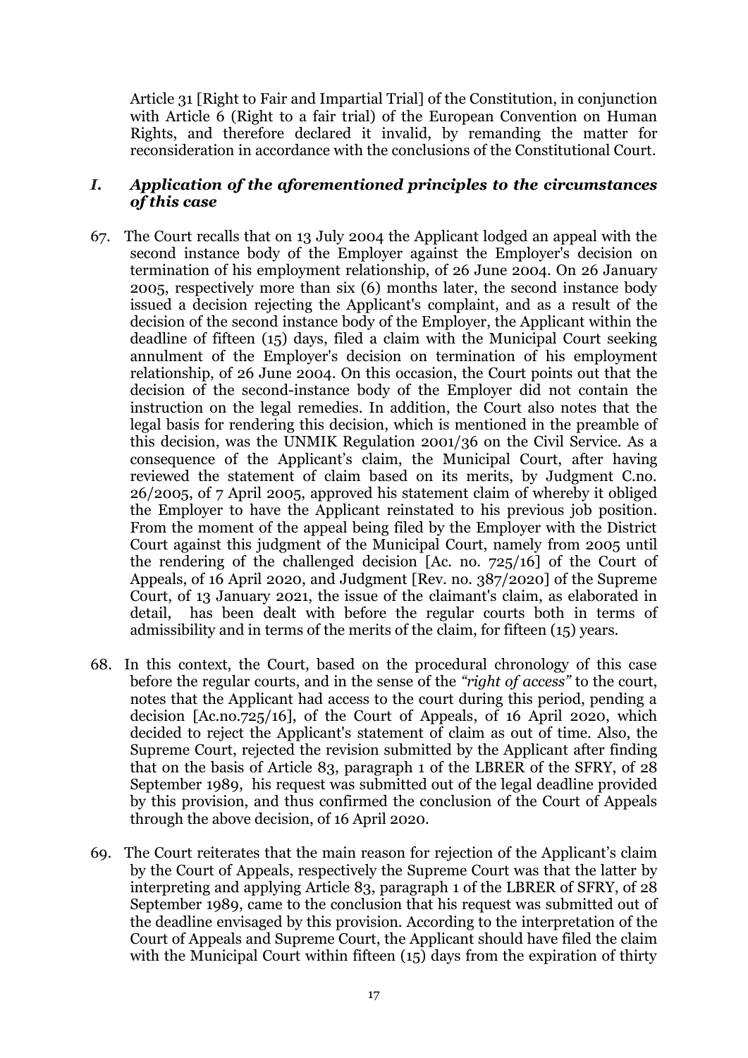Article 31 [Right to Fair and Impartial Trial] of the Constitution, in conjunction with Article 6 (Right to a fair trial) of the European Convention on Human Rights, and therefore declared it invalid, by remanding the matter for reconsideration in accordance with the conclusions of the Constitutional Court.

### *I. Application of the aforementioned principles to the circumstances of this case*

67. The Court recalls that on 13 July 2004 the Applicant lodged an appeal with the second instance body of the Employer against the Employer's decision on termination of his employment relationship, of 26 June 2004. On 26 January 2005, respectively more than six (6) months later, the second instance body issued a decision rejecting the Applicant's complaint, and as a result of the decision of the second instance body of the Employer, the Applicant within the deadline of fifteen (15) days, filed a claim with the Municipal Court seeking annulment of the Employer's decision on termination of his employment relationship, of 26 June 2004. On this occasion, the Court points out that the decision of the second-instance body of the Employer did not contain the instruction on the legal remedies. In addition, the Court also notes that the legal basis for rendering this decision, which is mentioned in the preamble of this decision, was the UNMIK Regulation 2001/36 on the Civil Service. As a consequence of the Applicant's claim, the Municipal Court, after having reviewed the statement of claim based on its merits, by Judgment C.no. 26/2005, of 7 April 2005, approved his statement claim of whereby it obliged the Employer to have the Applicant reinstated to his previous job position. From the moment of the appeal being filed by the Employer with the District Court against this judgment of the Municipal Court, namely from 2005 until the rendering of the challenged decision [Ac. no. 725/16] of the Court of Appeals, of 16 April 2020, and Judgment [Rev. no. 387/2020] of the Supreme Court, of 13 January 2021, the issue of the claimant's claim, as elaborated in detail, has been dealt with before the regular courts both in terms of admissibility and in terms of the merits of the claim, for fifteen (15) years.

68. In this context, the Court, based on the procedural chronology of this case before the regular courts, and in the sense of the *"right of access"* to the court, notes that the Applicant had access to the court during this period, pending a decision [Ac.no.725/16], of the Court of Appeals, of 16 April 2020, which decided to reject the Applicant's statement of claim as out of time. Also, the Supreme Court, rejected the revision submitted by the Applicant after finding that on the basis of Article 83, paragraph 1 of the LBRER of the SFRY, of 28 September 1989, his request was submitted out of the legal deadline provided by this provision, and thus confirmed the conclusion of the Court of Appeals through the above decision, of 16 April 2020.

69. The Court reiterates that the main reason for rejection of the Applicant's claim by the Court of Appeals, respectively the Supreme Court was that the latter by interpreting and applying Article 83, paragraph 1 of the LBRER of SFRY, of 28 September 1989, came to the conclusion that his request was submitted out of the deadline envisaged by this provision. According to the interpretation of the Court of Appeals and Supreme Court, the Applicant should have filed the claim with the Municipal Court within fifteen (15) days from the expiration of thirty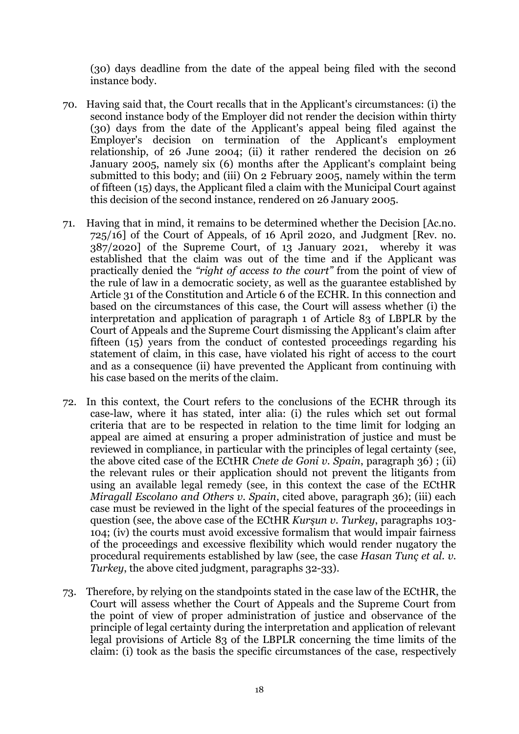(30) days deadline from the date of the appeal being filed with the second instance body.

70. Having said that, the Court recalls that in the Applicant's circumstances: (i) the second instance body of the Employer did not render the decision within thirty (30) days from the date of the Applicant's appeal being filed against the Employer's decision on termination of the Applicant's employment relationship, of 26 June 2004; (ii) it rather rendered the decision on 26 January 2005, namely six (6) months after the Applicant's complaint being submitted to this body; and (iii) On 2 February 2005, namely within the term of fifteen (15) days, the Applicant filed a claim with the Municipal Court against this decision of the second instance, rendered on 26 January 2005.

71. Having that in mind, it remains to be determined whether the Decision [Ac.no. 725/16] of the Court of Appeals, of 16 April 2020, and Judgment [Rev. no. 387/2020] of the Supreme Court, of 13 January 2021, whereby it was established that the claim was out of the time and if the Applicant was practically denied the *"right of access to the court"* from the point of view of the rule of law in a democratic society, as well as the guarantee established by Article 31 of the Constitution and Article 6 of the ECHR. In this connection and based on the circumstances of this case, the Court will assess whether (i) the interpretation and application of paragraph 1 of Article 83 of LBPLR by the Court of Appeals and the Supreme Court dismissing the Applicant's claim after fifteen (15) years from the conduct of contested proceedings regarding his statement of claim, in this case, have violated his right of access to the court and as a consequence (ii) have prevented the Applicant from continuing with his case based on the merits of the claim.

72. In this context, the Court refers to the conclusions of the ECHR through its case-law, where it has stated, inter alia: (i) the rules which set out formal criteria that are to be respected in relation to the time limit for lodging an appeal are aimed at ensuring a proper administration of justice and must be reviewed in compliance, in particular with the principles of legal certainty (see, the above cited case of the ECtHR *Cnete de Goni v. Spain*, paragraph 36) ; (ii) the relevant rules or their application should not prevent the litigants from using an available legal remedy (see, in this context the case of the ECtHR *Miragall Escolano and Others v. Spain*, cited above, paragraph 36); (iii) each case must be reviewed in the light of the special features of the proceedings in question (see, the above case of the ECtHR *Kurşun v. Turkey*, paragraphs 103-104; (iv) the courts must avoid excessive formalism that would impair fairness of the proceedings and excessive flexibility which would render nugatory the procedural requirements established by law (see, the case *Hasan Tunç et al. v. Turkey*, the above cited judgment, paragraphs 32-33).

73. Therefore, by relying on the standpoints stated in the case law of the ECtHR, the Court will assess whether the Court of Appeals and the Supreme Court from the point of view of proper administration of justice and observance of the principle of legal certainty during the interpretation and application of relevant legal provisions of Article 83 of the LBPLR concerning the time limits of the claim: (i) took as the basis the specific circumstances of the case, respectively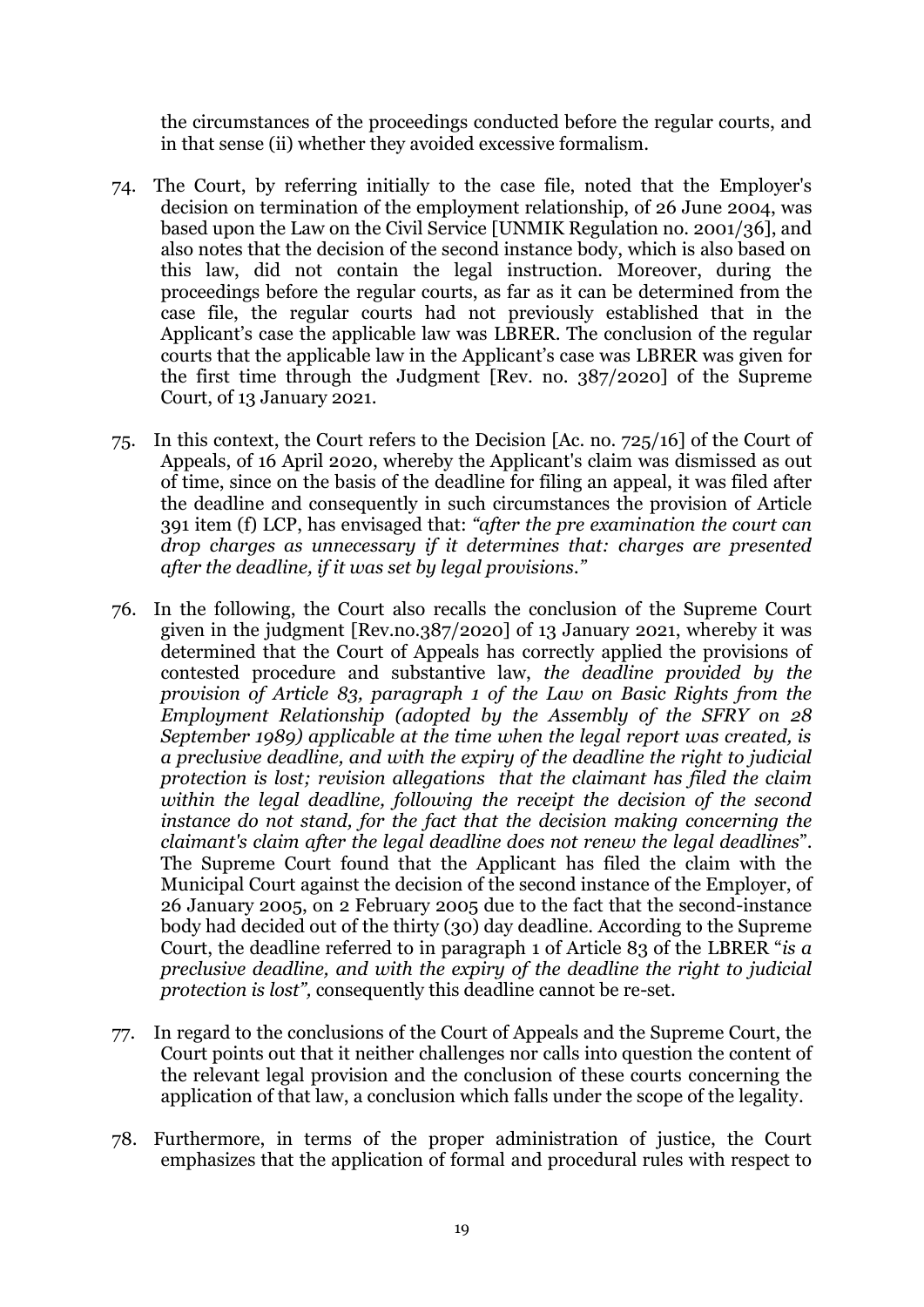the circumstances of the proceedings conducted before the regular courts, and in that sense (ii) whether they avoided excessive formalism.

74. The Court, by referring initially to the case file, noted that the Employer's decision on termination of the employment relationship, of 26 June 2004, was based upon the Law on the Civil Service [UNMIK Regulation no. 2001/36], and also notes that the decision of the second instance body, which is also based on this law, did not contain the legal instruction. Moreover, during the proceedings before the regular courts, as far as it can be determined from the case file, the regular courts had not previously established that in the Applicant's case the applicable law was LBRER. The conclusion of the regular courts that the applicable law in the Applicant's case was LBRER was given for the first time through the Judgment [Rev. no. 387/2020] of the Supreme Court, of 13 January 2021.

75. In this context, the Court refers to the Decision [Ac. no. 725/16] of the Court of Appeals, of 16 April 2020, whereby the Applicant's claim was dismissed as out of time, since on the basis of the deadline for filing an appeal, it was filed after the deadline and consequently in such circumstances the provision of Article 391 item (f) LCP, has envisaged that: *"after the pre examination the court can drop charges as unnecessary if it determines that: charges are presented after the deadline, if it was set by legal provisions."*

76. In the following, the Court also recalls the conclusion of the Supreme Court given in the judgment [Rev.no.387/2020] of 13 January 2021, whereby it was determined that the Court of Appeals has correctly applied the provisions of contested procedure and substantive law, *the deadline provided by the provision of Article 83, paragraph 1 of the Law on Basic Rights from the Employment Relationship (adopted by the Assembly of the SFRY on 28 September 1989) applicable at the time when the legal report was created, is a preclusive deadline, and with the expiry of the deadline the right to judicial protection is lost; revision allegations that the claimant has filed the claim within the legal deadline, following the receipt the decision of the second instance do not stand, for the fact that the decision making concerning the claimant's claim after the legal deadline does not renew the legal deadlines*". The Supreme Court found that the Applicant has filed the claim with the Municipal Court against the decision of the second instance of the Employer, of 26 January 2005, on 2 February 2005 due to the fact that the second-instance body had decided out of the thirty (30) day deadline. According to the Supreme Court, the deadline referred to in paragraph 1 of Article 83 of the LBRER "*is a preclusive deadline, and with the expiry of the deadline the right to judicial protection is lost",* consequently this deadline cannot be re-set.

77. In regard to the conclusions of the Court of Appeals and the Supreme Court, the Court points out that it neither challenges nor calls into question the content of the relevant legal provision and the conclusion of these courts concerning the application of that law, a conclusion which falls under the scope of the legality.

78. Furthermore, in terms of the proper administration of justice, the Court emphasizes that the application of formal and procedural rules with respect to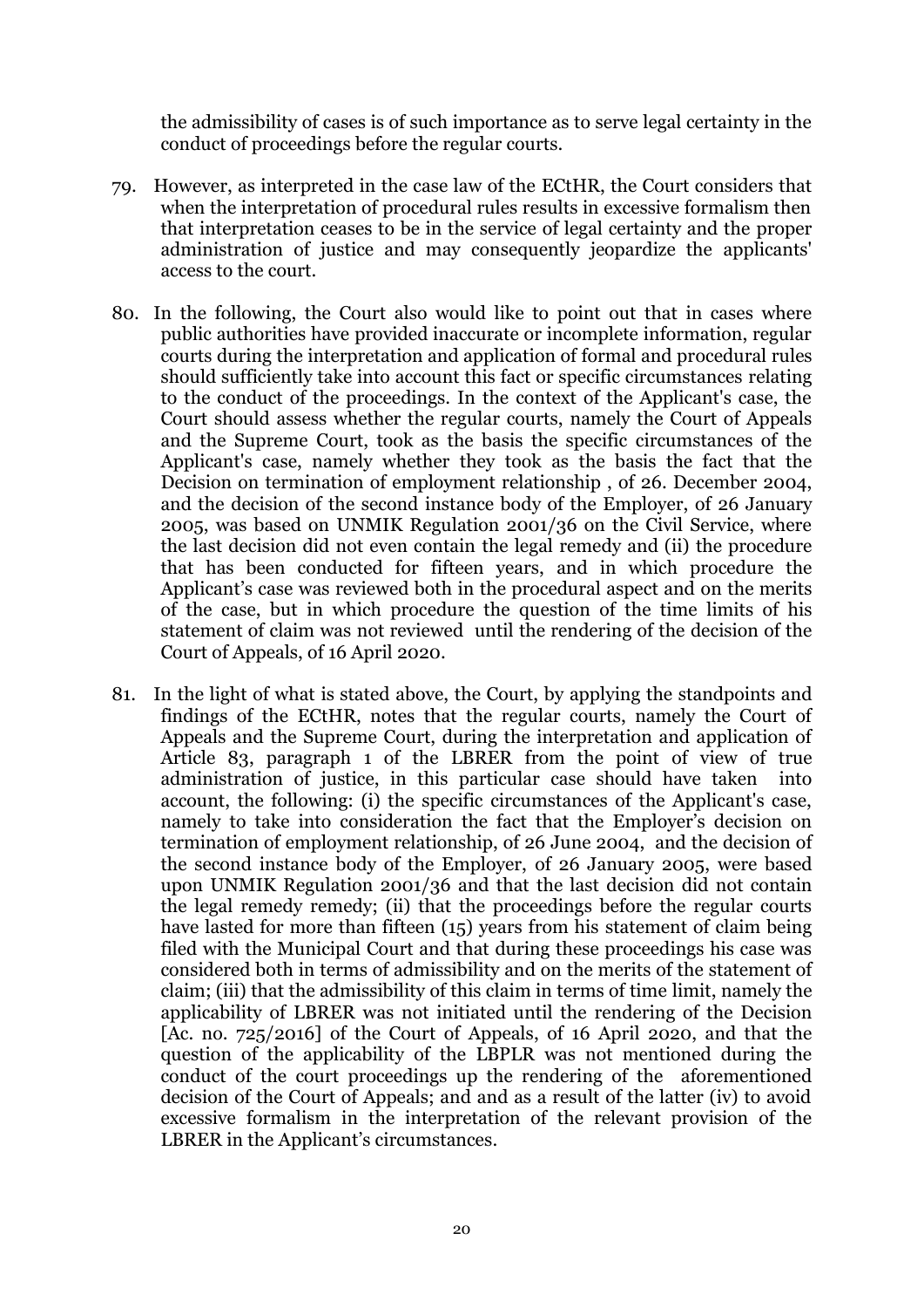the admissibility of cases is of such importance as to serve legal certainty in the conduct of proceedings before the regular courts.

79. However, as interpreted in the case law of the ECtHR, the Court considers that when the interpretation of procedural rules results in excessive formalism then that interpretation ceases to be in the service of legal certainty and the proper administration of justice and may consequently jeopardize the applicants' access to the court.

80. In the following, the Court also would like to point out that in cases where public authorities have provided inaccurate or incomplete information, regular courts during the interpretation and application of formal and procedural rules should sufficiently take into account this fact or specific circumstances relating to the conduct of the proceedings. In the context of the Applicant's case, the Court should assess whether the regular courts, namely the Court of Appeals and the Supreme Court, took as the basis the specific circumstances of the Applicant's case, namely whether they took as the basis the fact that the Decision on termination of employment relationship , of 26. December 2004, and the decision of the second instance body of the Employer, of 26 January 2005, was based on UNMIK Regulation 2001/36 on the Civil Service, where the last decision did not even contain the legal remedy and (ii) the procedure that has been conducted for fifteen years, and in which procedure the Applicant's case was reviewed both in the procedural aspect and on the merits of the case, but in which procedure the question of the time limits of his statement of claim was not reviewed until the rendering of the decision of the Court of Appeals, of 16 April 2020.

81. In the light of what is stated above, the Court, by applying the standpoints and findings of the ECtHR, notes that the regular courts, namely the Court of Appeals and the Supreme Court, during the interpretation and application of Article 83, paragraph 1 of the LBRER from the point of view of true administration of justice, in this particular case should have taken into account, the following: (i) the specific circumstances of the Applicant's case, namely to take into consideration the fact that the Employer's decision on termination of employment relationship, of 26 June 2004, and the decision of the second instance body of the Employer, of 26 January 2005, were based upon UNMIK Regulation 2001/36 and that the last decision did not contain the legal remedy remedy; (ii) that the proceedings before the regular courts have lasted for more than fifteen (15) years from his statement of claim being filed with the Municipal Court and that during these proceedings his case was considered both in terms of admissibility and on the merits of the statement of claim; (iii) that the admissibility of this claim in terms of time limit, namely the applicability of LBRER was not initiated until the rendering of the Decision [Ac. no. 725/2016] of the Court of Appeals, of 16 April 2020, and that the question of the applicability of the LBPLR was not mentioned during the conduct of the court proceedings up the rendering of the aforementioned decision of the Court of Appeals; and and as a result of the latter (iv) to avoid excessive formalism in the interpretation of the relevant provision of the LBRER in the Applicant's circumstances.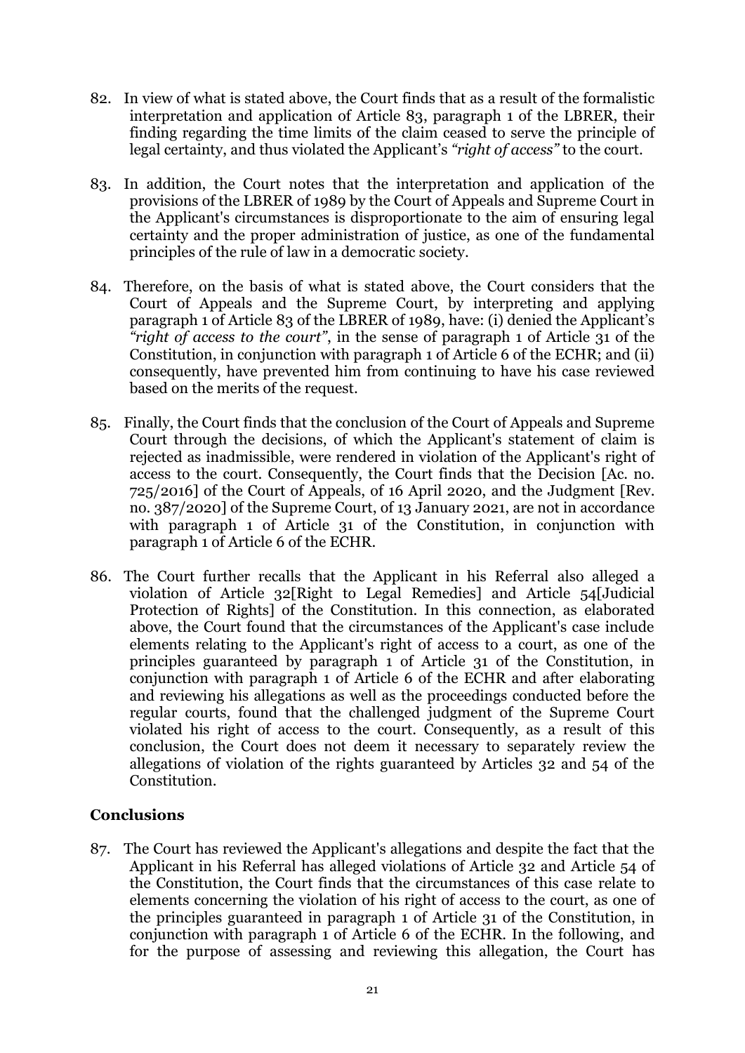82. In view of what is stated above, the Court finds that as a result of the formalistic interpretation and application of Article 83, paragraph 1 of the LBRER, their finding regarding the time limits of the claim ceased to serve the principle of legal certainty, and thus violated the Applicant's *"right of access"* to the court.

83. In addition, the Court notes that the interpretation and application of the provisions of the LBRER of 1989 by the Court of Appeals and Supreme Court in the Applicant's circumstances is disproportionate to the aim of ensuring legal certainty and the proper administration of justice, as one of the fundamental principles of the rule of law in a democratic society.

84. Therefore, on the basis of what is stated above, the Court considers that the Court of Appeals and the Supreme Court, by interpreting and applying paragraph 1 of Article 83 of the LBRER of 1989, have: (i) denied the Applicant's *"right of access to the court"*, in the sense of paragraph 1 of Article 31 of the Constitution, in conjunction with paragraph 1 of Article 6 of the ECHR; and (ii) consequently, have prevented him from continuing to have his case reviewed based on the merits of the request.

85. Finally, the Court finds that the conclusion of the Court of Appeals and Supreme Court through the decisions, of which the Applicant's statement of claim is rejected as inadmissible, were rendered in violation of the Applicant's right of access to the court. Consequently, the Court finds that the Decision [Ac. no. 725/2016] of the Court of Appeals, of 16 April 2020, and the Judgment [Rev. no. 387/2020] of the Supreme Court, of 13 January 2021, are not in accordance with paragraph 1 of Article 31 of the Constitution, in conjunction with paragraph 1 of Article 6 of the ECHR.

86. The Court further recalls that the Applicant in his Referral also alleged a violation of Article 32[Right to Legal Remedies] and Article 54[Judicial Protection of Rights] of the Constitution. In this connection, as elaborated above, the Court found that the circumstances of the Applicant's case include elements relating to the Applicant's right of access to a court, as one of the principles guaranteed by paragraph 1 of Article 31 of the Constitution, in conjunction with paragraph 1 of Article 6 of the ECHR and after elaborating and reviewing his allegations as well as the proceedings conducted before the regular courts, found that the challenged judgment of the Supreme Court violated his right of access to the court. Consequently, as a result of this conclusion, the Court does not deem it necessary to separately review the allegations of violation of the rights guaranteed by Articles 32 and 54 of the Constitution.

## Conclusions

87. The Court has reviewed the Applicant's allegations and despite the fact that the Applicant in his Referral has alleged violations of Article 32 and Article 54 of the Constitution, the Court finds that the circumstances of this case relate to elements concerning the violation of his right of access to the court, as one of the principles guaranteed in paragraph 1 of Article 31 of the Constitution, in conjunction with paragraph 1 of Article 6 of the ECHR. In the following, and for the purpose of assessing and reviewing this allegation, the Court has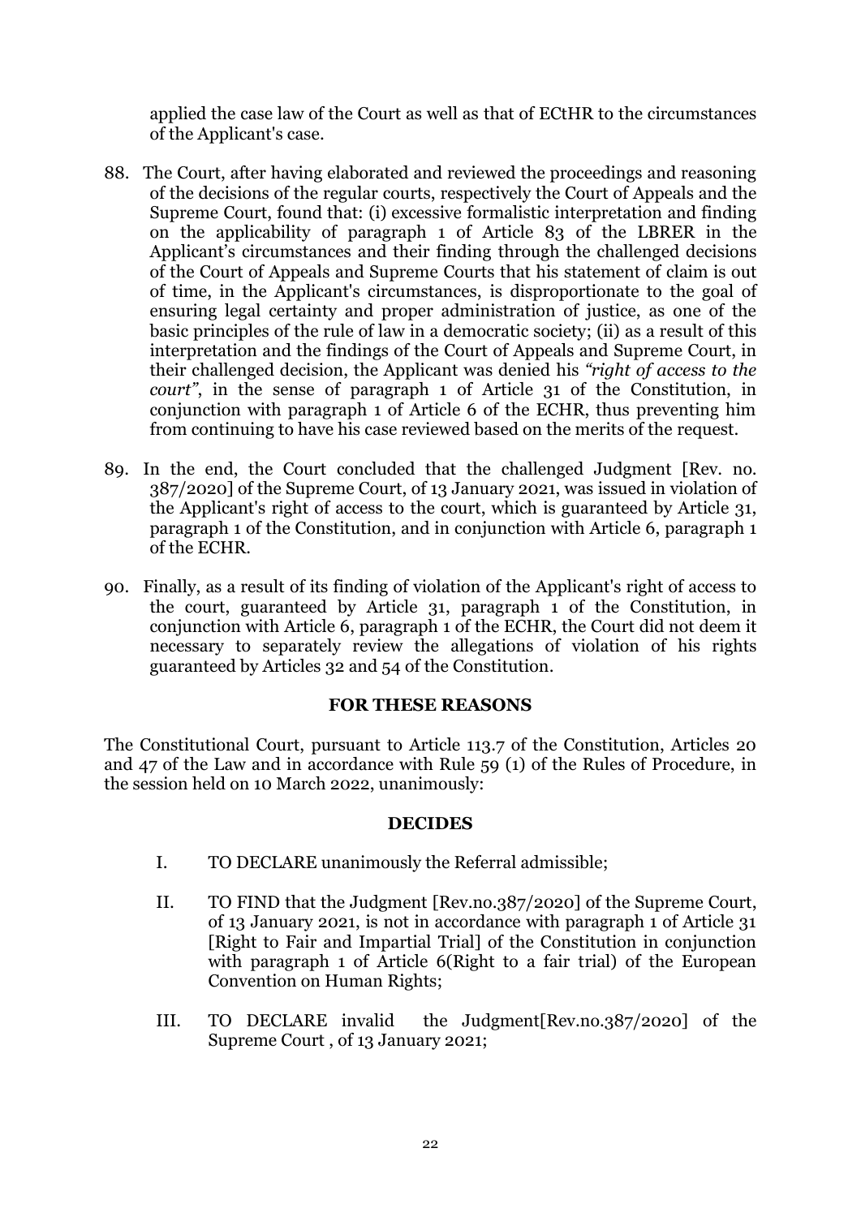applied the case law of the Court as well as that of ECtHR to the circumstances of the Applicant's case.

88. The Court, after having elaborated and reviewed the proceedings and reasoning of the decisions of the regular courts, respectively the Court of Appeals and the Supreme Court, found that: (i) excessive formalistic interpretation and finding on the applicability of paragraph 1 of Article 83 of the LBRER in the Applicant's circumstances and their finding through the challenged decisions of the Court of Appeals and Supreme Courts that his statement of claim is out of time, in the Applicant's circumstances, is disproportionate to the goal of ensuring legal certainty and proper administration of justice, as one of the basic principles of the rule of law in a democratic society; (ii) as a result of this interpretation and the findings of the Court of Appeals and Supreme Court, in their challenged decision, the Applicant was denied his *"right of access to the court"*, in the sense of paragraph 1 of Article 31 of the Constitution, in conjunction with paragraph 1 of Article 6 of the ECHR, thus preventing him from continuing to have his case reviewed based on the merits of the request.

89. In the end, the Court concluded that the challenged Judgment [Rev. no. 387/2020] of the Supreme Court, of 13 January 2021, was issued in violation of the Applicant's right of access to the court, which is guaranteed by Article 31, paragraph 1 of the Constitution, and in conjunction with Article 6, paragraph 1 of the ECHR.

90. Finally, as a result of its finding of violation of the Applicant's right of access to the court, guaranteed by Article 31, paragraph 1 of the Constitution, in conjunction with Article 6, paragraph 1 of the ECHR, the Court did not deem it necessary to separately review the allegations of violation of his rights guaranteed by Articles 32 and 54 of the Constitution.

**FOR THESE REASONS**

The Constitutional Court, pursuant to Article 113.7 of the Constitution, Articles 20 and 47 of the Law and in accordance with Rule 59 (1) of the Rules of Procedure, in the session held on 10 March 2022, unanimously:

**DECIDES**

I. TO DECLARE unanimously the Referral admissible;

II. TO FIND that the Judgment [Rev.no.387/2020] of the Supreme Court, of 13 January 2021, is not in accordance with paragraph 1 of Article 31 [Right to Fair and Impartial Trial] of the Constitution in conjunction with paragraph 1 of Article 6(Right to a fair trial) of the European Convention on Human Rights;

III. TO DECLARE invalid the Judgment[Rev.no.387/2020] of the Supreme Court , of 13 January 2021;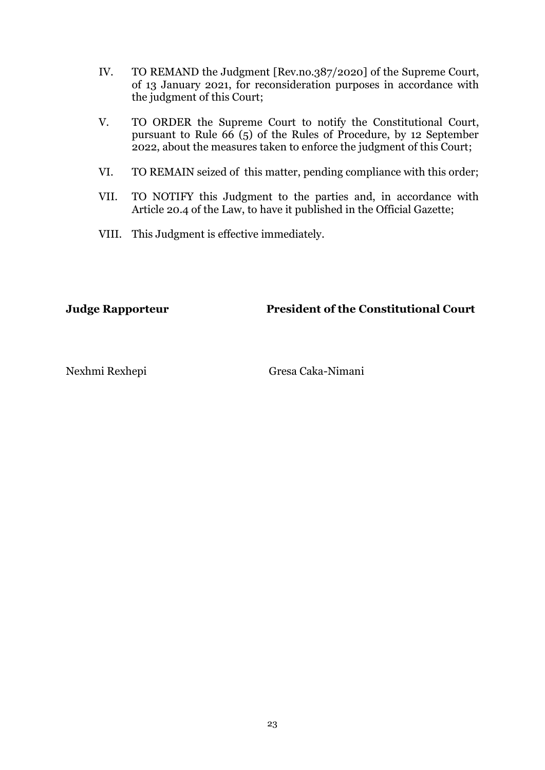IV. TO REMAND the Judgment [Rev.no.387/2020] of the Supreme Court, of 13 January 2021, for reconsideration purposes in accordance with the judgment of this Court;

V. TO ORDER the Supreme Court to notify the Constitutional Court, pursuant to Rule 66 (5) of the Rules of Procedure, by 12 September 2022, about the measures taken to enforce the judgment of this Court;

VI. TO REMAIN seized of this matter, pending compliance with this order;

VII. TO NOTIFY this Judgment to the parties and, in accordance with Article 20.4 of the Law, to have it published in the Official Gazette;

VIII. This Judgment is effective immediately.

| **Judge Rapporteur** | **President of the Constitutional Court** |
| --- | --- |
| Nexhmi Rexhepi | Gresa Caka-Nimani |